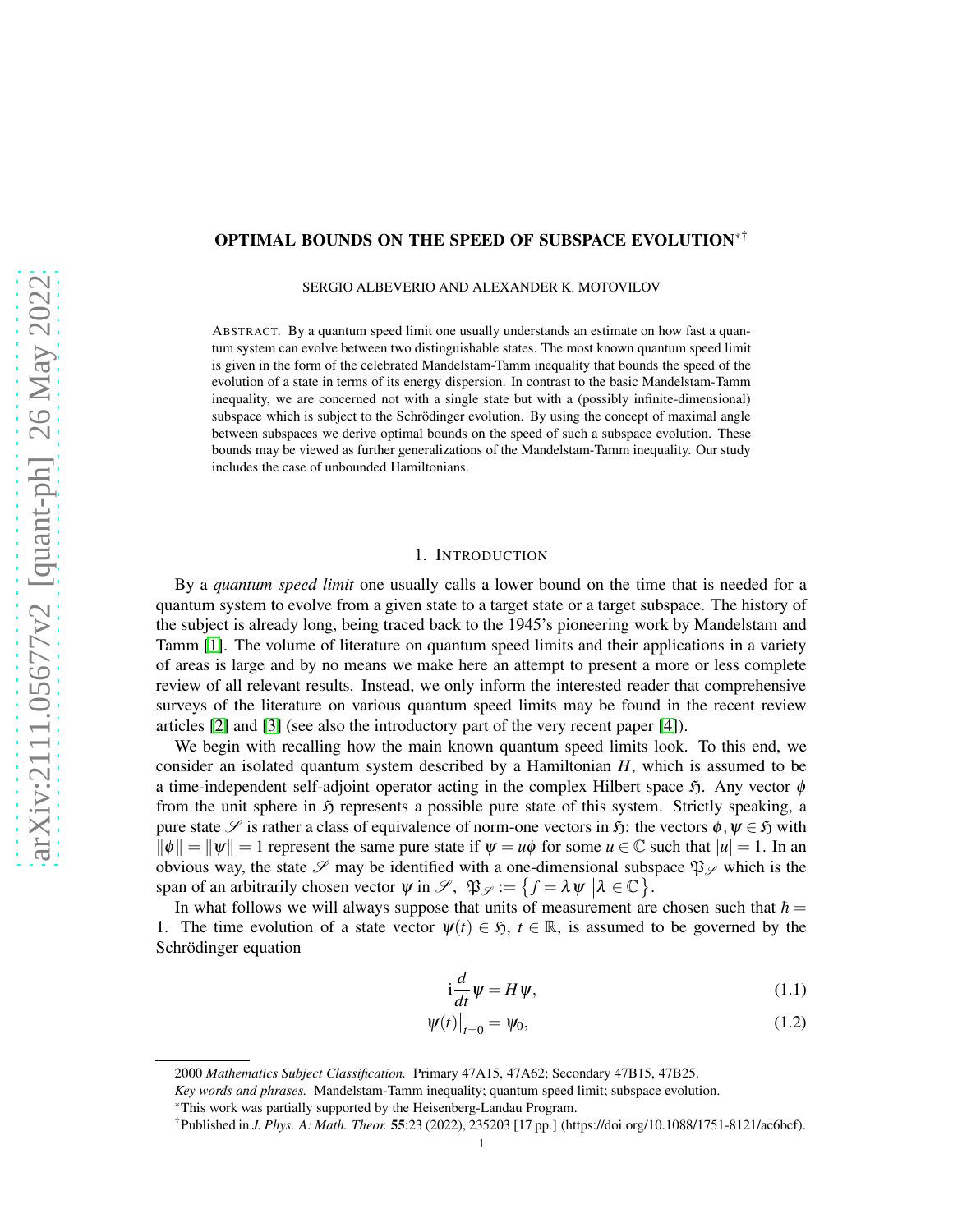# OPTIMAL BOUNDS ON THE SPEED OF SUBSPACE EVOLUTION*†

SERGIO ALBEVERIO AND ALEXANDER K. MOTOVILOV

ABSTRACT. By a quantum speed limit one usually understands an estimate on how fast a quantum system can evolve between two distinguishable states. The most known quantum speed limit is given in the form of the celebrated Mandelstam-Tamm inequality that bounds the speed of the evolution of a state in terms of its energy dispersion. In contrast to the basic Mandelstam-Tamm inequality, we are concerned not with a single state but with a (possibly infinite-dimensional) subspace which is subject to the Schrödinger evolution. By using the concept of maximal angle between subspaces we derive optimal bounds on the speed of such a subspace evolution. These bounds may be viewed as further generalizations of the Mandelstam-Tamm inequality. Our study includes the case of unbounded Hamiltonians.

## 1. INTRODUCTION

By a *quantum speed limit* one usually calls a lower bound on the time that is needed for a quantum system to evolve from a given state to a target state or a target subspace. The history of the subject is already long, being traced back to the 1945's pioneering work by Mandelstam and Tamm [1]. The volume of literature on quantum speed limits and their applications in a variety of areas is large and by no means we make here an attempt to present a more or less complete review of all relevant results. Instead, we only inform the interested reader that comprehensive surveys of the literature on various quantum speed limits may be found in the recent review articles [2] and [3] (see also the introductory part of the very recent paper [4]).

We begin with recalling how the main known quantum speed limits look. To this end, we consider an isolated quantum system described by a Hamiltonian $H$, which is assumed to be a time-independent self-adjoint operator acting in the complex Hilbert space $\mathfrak{H}$. Any vector $\phi$ from the unit sphere in $\mathfrak{H}$ represents a possible pure state of this system. Strictly speaking, a pure state $\mathscr{S}$ is rather a class of equivalence of norm-one vectors in $\mathfrak{H}$: the vectors $\phi, \psi \in \mathfrak{H}$ with $\|\phi\| = \|\psi\| = 1$ represent the same pure state if $\psi = u\phi$ for some $u \in \mathbb{C}$ such that $|u| = 1$. In an obvious way, the state $\mathscr{S}$ may be identified with a one-dimensional subspace $\mathfrak{P}_{\mathscr{S}}$ which is the span of an arbitrarily chosen vector $\psi$ in $\mathscr{S}$, $\mathfrak{P}_{\mathscr{S}} := \{f = \lambda\psi \,|\, \lambda \in \mathbb{C}\}$.

In what follows we will always suppose that units of measurement are chosen such that $\hbar = 1$. The time evolution of a state vector $\psi(t) \in \mathfrak{H}$, $t \in \mathbb{R}$, is assumed to be governed by the Schrödinger equation

$$\mathrm{i}\frac{d}{dt}\psi = H\psi, \tag{1.1}$$

$$\psi(t)\big|_{t=0} = \psi_0, \tag{1.2}$$

---

2000 *Mathematics Subject Classification.* Primary 47A15, 47A62; Secondary 47B15, 47B25.

*Key words and phrases.* Mandelstam-Tamm inequality; quantum speed limit; subspace evolution.

*This work was partially supported by the Heisenberg-Landau Program.

†Published in *J. Phys. A: Math. Theor.* **55**:23 (2022), 235203 [17 pp.] (https://doi.org/10.1088/1751-8121/ac6bcf).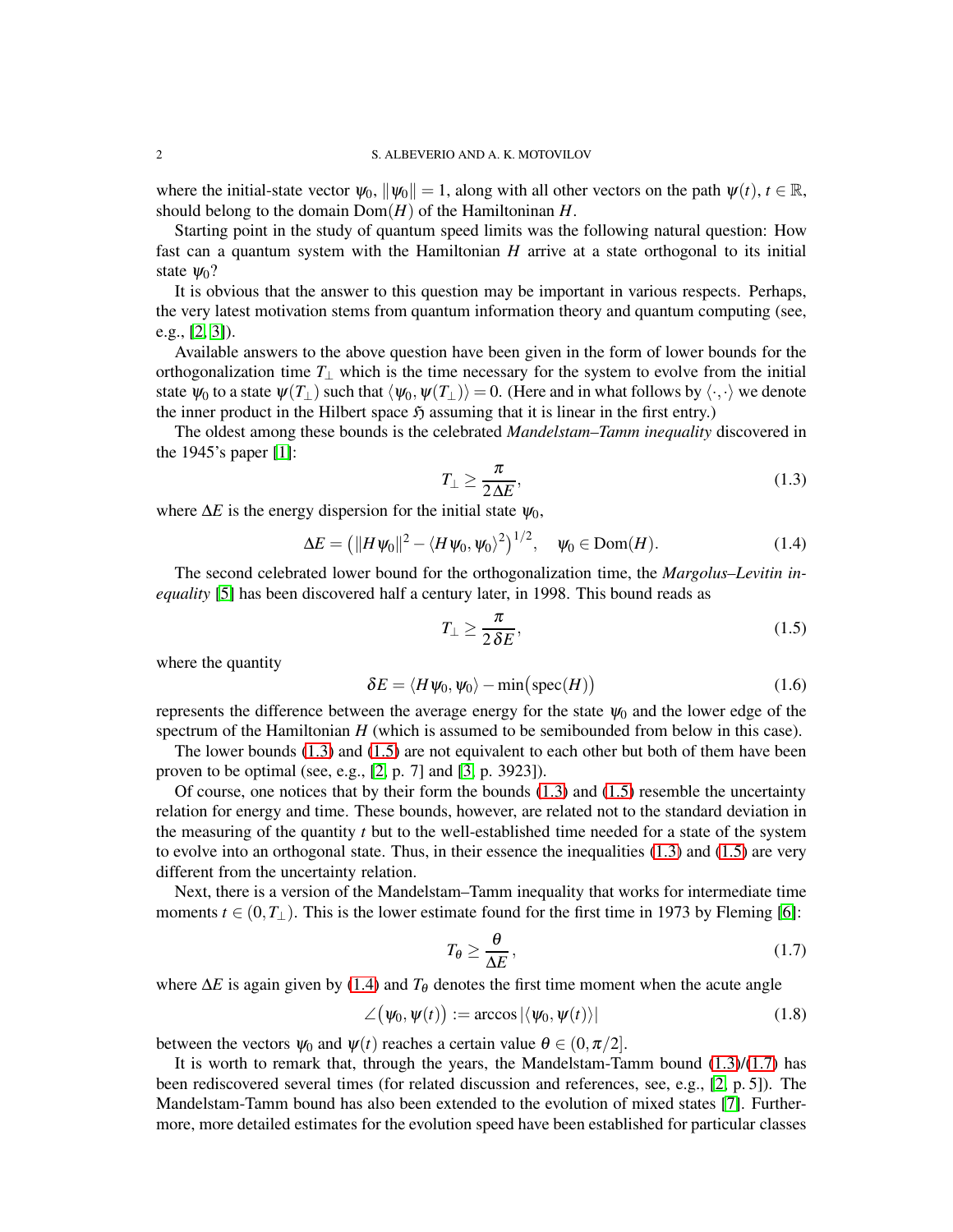where the initial-state vector $\psi_0$, $\|\psi_0\| = 1$, along with all other vectors on the path $\psi(t)$, $t \in \mathbb{R}$, should belong to the domain $\mathrm{Dom}(H)$ of the Hamiltoninan $H$.

Starting point in the study of quantum speed limits was the following natural question: How fast can a quantum system with the Hamiltonian $H$ arrive at a state orthogonal to its initial state $\psi_0$?

It is obvious that the answer to this question may be important in various respects. Perhaps, the very latest motivation stems from quantum information theory and quantum computing (see, e.g., [2, 3]).

Available answers to the above question have been given in the form of lower bounds for the orthogonalization time $T_\perp$ which is the time necessary for the system to evolve from the initial state $\psi_0$ to a state $\psi(T_\perp)$ such that $\langle \psi_0, \psi(T_\perp)\rangle = 0$. (Here and in what follows by $\langle \cdot, \cdot \rangle$ we denote the inner product in the Hilbert space $\mathfrak{H}$ assuming that it is linear in the first entry.)

The oldest among these bounds is the celebrated *Mandelstam–Tamm inequality* discovered in the 1945's paper [1]:

$$T_\perp \geq \frac{\pi}{2\,\Delta E}, \tag{1.3}$$

where $\Delta E$ is the energy dispersion for the initial state $\psi_0$,

$$\Delta E = \big(\|H\psi_0\|^2 - \langle H\psi_0, \psi_0\rangle^2\big)^{1/2}, \quad \psi_0 \in \mathrm{Dom}(H). \tag{1.4}$$

The second celebrated lower bound for the orthogonalization time, the *Margolus–Levitin inequality* [5] has been discovered half a century later, in 1998. This bound reads as

$$T_\perp \geq \frac{\pi}{2\,\delta E}, \tag{1.5}$$

where the quantity

$$\delta E = \langle H\psi_0, \psi_0\rangle - \min\big(\mathrm{spec}(H)\big) \tag{1.6}$$

represents the difference between the average energy for the state $\psi_0$ and the lower edge of the spectrum of the Hamiltonian $H$ (which is assumed to be semibounded from below in this case).

The lower bounds (1.3) and (1.5) are not equivalent to each other but both of them have been proven to be optimal (see, e.g., [2, p. 7] and [3, p. 3923]).

Of course, one notices that by their form the bounds (1.3) and (1.5) resemble the uncertainty relation for energy and time. These bounds, however, are related not to the standard deviation in the measuring of the quantity $t$ but to the well-established time needed for a state of the system to evolve into an orthogonal state. Thus, in their essence the inequalities (1.3) and (1.5) are very different from the uncertainty relation.

Next, there is a version of the Mandelstam–Tamm inequality that works for intermediate time moments $t \in (0, T_\perp)$. This is the lower estimate found for the first time in 1973 by Fleming [6]:

$$T_\theta \geq \frac{\theta}{\Delta E}, \tag{1.7}$$

where $\Delta E$ is again given by (1.4) and $T_\theta$ denotes the first time moment when the acute angle

$$\angle\big(\psi_0, \psi(t)\big) := \arccos|\langle \psi_0, \psi(t)\rangle| \tag{1.8}$$

between the vectors $\psi_0$ and $\psi(t)$ reaches a certain value $\theta \in (0, \pi/2]$.

It is worth to remark that, through the years, the Mandelstam-Tamm bound (1.3)/(1.7) has been rediscovered several times (for related discussion and references, see, e.g., [2, p. 5]). The Mandelstam-Tamm bound has also been extended to the evolution of mixed states [7]. Furthermore, more detailed estimates for the evolution speed have been established for particular classes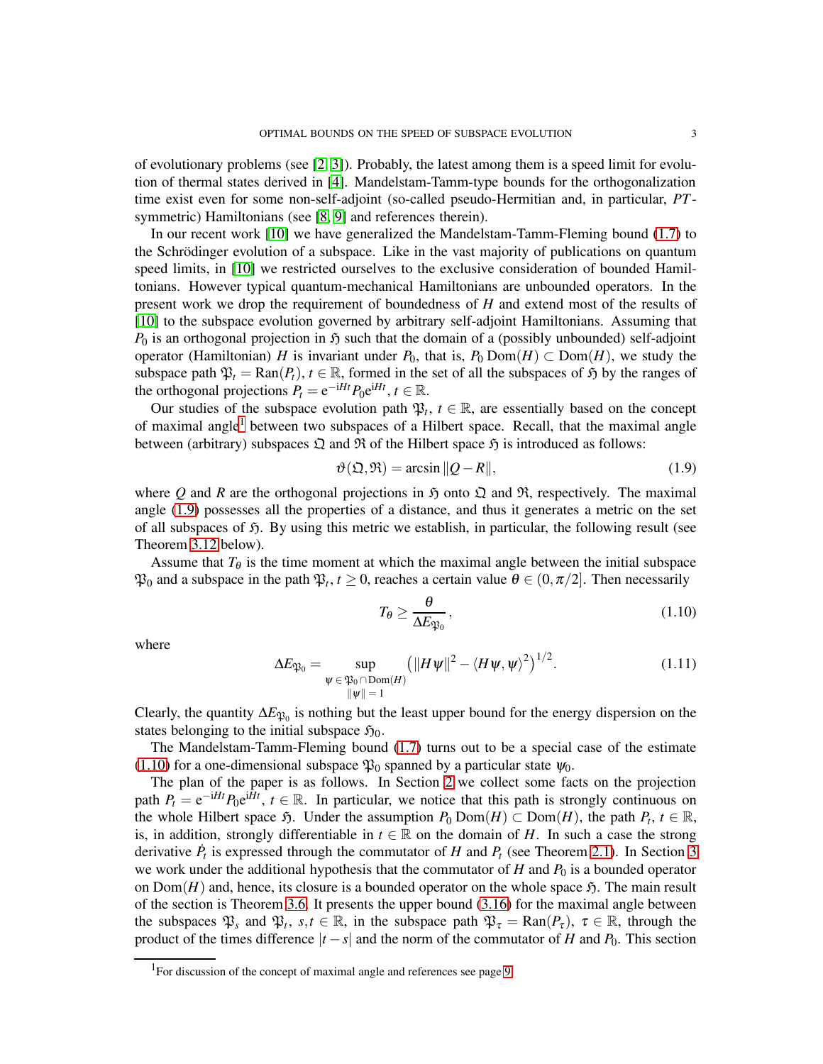of evolutionary problems (see [2, 3]). Probably, the latest among them is a speed limit for evolution of thermal states derived in [4]. Mandelstam-Tamm-type bounds for the orthogonalization time exist even for some non-self-adjoint (so-called pseudo-Hermitian and, in particular, $PT$-symmetric) Hamiltonians (see [8, 9] and references therein).

In our recent work [10] we have generalized the Mandelstam-Tamm-Fleming bound (1.7) to the Schrödinger evolution of a subspace. Like in the vast majority of publications on quantum speed limits, in [10] we restricted ourselves to the exclusive consideration of bounded Hamiltonians. However typical quantum-mechanical Hamiltonians are unbounded operators. In the present work we drop the requirement of boundedness of $H$ and extend most of the results of [10] to the subspace evolution governed by arbitrary self-adjoint Hamiltonians. Assuming that $P_0$ is an orthogonal projection in $\mathfrak{H}$ such that the domain of a (possibly unbounded) self-adjoint operator (Hamiltonian) $H$ is invariant under $P_0$, that is, $P_0 \operatorname{Dom}(H) \subset \operatorname{Dom}(H)$, we study the subspace path $\mathfrak{P}_t = \operatorname{Ran}(P_t)$, $t \in \mathbb{R}$, formed in the set of all the subspaces of $\mathfrak{H}$ by the ranges of the orthogonal projections $P_t = \mathrm{e}^{-\mathrm{i}Ht} P_0 \mathrm{e}^{\mathrm{i}Ht}$, $t \in \mathbb{R}$.

Our studies of the subspace evolution path $\mathfrak{P}_t$, $t \in \mathbb{R}$, are essentially based on the concept of maximal angle[1] between two subspaces of a Hilbert space. Recall, that the maximal angle between (arbitrary) subspaces $\mathfrak{Q}$ and $\mathfrak{R}$ of the Hilbert space $\mathfrak{H}$ is introduced as follows:

$$\vartheta(\mathfrak{Q}, \mathfrak{R}) = \arcsin \|Q - R\|, \tag{1.9}$$

where $Q$ and $R$ are the orthogonal projections in $\mathfrak{H}$ onto $\mathfrak{Q}$ and $\mathfrak{R}$, respectively. The maximal angle (1.9) possesses all the properties of a distance, and thus it generates a metric on the set of all subspaces of $\mathfrak{H}$. By using this metric we establish, in particular, the following result (see Theorem 3.12 below).

Assume that $T_\theta$ is the time moment at which the maximal angle between the initial subspace $\mathfrak{P}_0$ and a subspace in the path $\mathfrak{P}_t$, $t \geq 0$, reaches a certain value $\theta \in (0, \pi/2]$. Then necessarily

$$T_\theta \geq \frac{\theta}{\Delta E_{\mathfrak{P}_0}}, \tag{1.10}$$

where

$$\Delta E_{\mathfrak{P}_0} = \sup_{\substack{\psi \in \mathfrak{P}_0 \cap \operatorname{Dom}(H) \\ \|\psi\| = 1}} \left( \|H\psi\|^2 - \langle H\psi, \psi \rangle^2 \right)^{1/2}. \tag{1.11}$$

Clearly, the quantity $\Delta E_{\mathfrak{P}_0}$ is nothing but the least upper bound for the energy dispersion on the states belonging to the initial subspace $\mathfrak{H}_0$.

The Mandelstam-Tamm-Fleming bound (1.7) turns out to be a special case of the estimate (1.10) for a one-dimensional subspace $\mathfrak{P}_0$ spanned by a particular state $\psi_0$.

The plan of the paper is as follows. In Section 2 we collect some facts on the projection path $P_t = \mathrm{e}^{-\mathrm{i}Ht} P_0 \mathrm{e}^{\mathrm{i}Ht}$, $t \in \mathbb{R}$. In particular, we notice that this path is strongly continuous on the whole Hilbert space $\mathfrak{H}$. Under the assumption $P_0 \operatorname{Dom}(H) \subset \operatorname{Dom}(H)$, the path $P_t$, $t \in \mathbb{R}$, is, in addition, strongly differentiable in $t \in \mathbb{R}$ on the domain of $H$. In such a case the strong derivative $\dot{P}_t$ is expressed through the commutator of $H$ and $P_t$ (see Theorem 2.1). In Section 3 we work under the additional hypothesis that the commutator of $H$ and $P_0$ is a bounded operator on $\operatorname{Dom}(H)$ and, hence, its closure is a bounded operator on the whole space $\mathfrak{H}$. The main result of the section is Theorem 3.6. It presents the upper bound (3.16) for the maximal angle between the subspaces $\mathfrak{P}_s$ and $\mathfrak{P}_t$, $s, t \in \mathbb{R}$, in the subspace path $\mathfrak{P}_\tau = \operatorname{Ran}(P_\tau)$, $\tau \in \mathbb{R}$, through the product of the times difference $|t - s|$ and the norm of the commutator of $H$ and $P_0$. This section

[1] For discussion of the concept of maximal angle and references see page 9.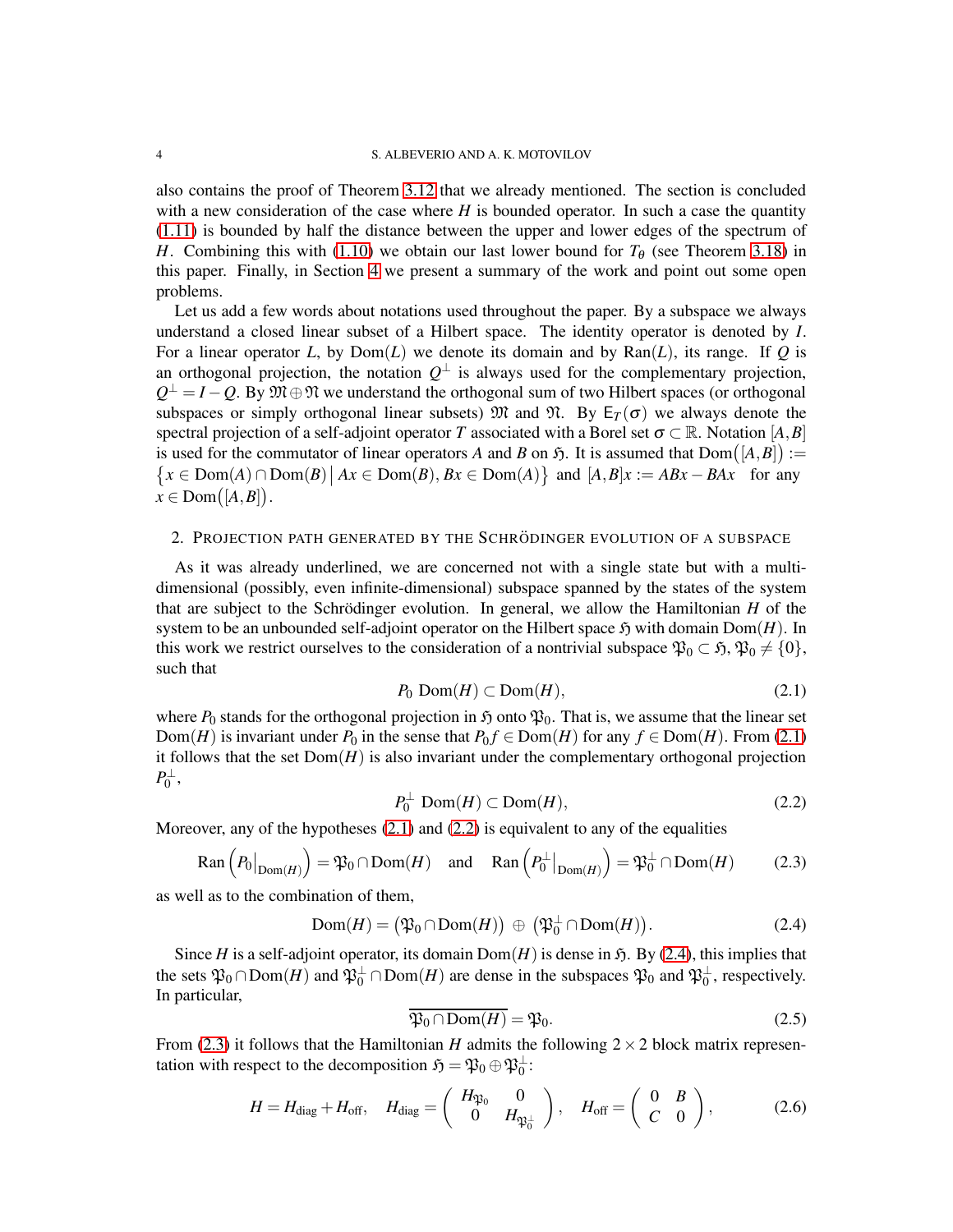also contains the proof of Theorem 3.12 that we already mentioned. The section is concluded with a new consideration of the case where $H$ is bounded operator. In such a case the quantity (1.11) is bounded by half the distance between the upper and lower edges of the spectrum of $H$. Combining this with (1.10) we obtain our last lower bound for $T_\theta$ (see Theorem 3.18) in this paper. Finally, in Section 4 we present a summary of the work and point out some open problems.

Let us add a few words about notations used throughout the paper. By a subspace we always understand a closed linear subset of a Hilbert space. The identity operator is denoted by $I$. For a linear operator $L$, by $\mathrm{Dom}(L)$ we denote its domain and by $\mathrm{Ran}(L)$, its range. If $Q$ is an orthogonal projection, the notation $Q^\perp$ is always used for the complementary projection, $Q^\perp = I - Q$. By $\mathfrak{M} \oplus \mathfrak{N}$ we understand the orthogonal sum of two Hilbert spaces (or orthogonal subspaces or simply orthogonal linear subsets) $\mathfrak{M}$ and $\mathfrak{N}$. By $\mathsf{E}_T(\sigma)$ we always denote the spectral projection of a self-adjoint operator $T$ associated with a Borel set $\sigma \subset \mathbb{R}$. Notation $[A,B]$ is used for the commutator of linear operators $A$ and $B$ on $\mathfrak{H}$. It is assumed that $\mathrm{Dom}\big([A,B]\big) := \big\{x \in \mathrm{Dom}(A) \cap \mathrm{Dom}(B) \,\big|\, Ax \in \mathrm{Dom}(B), Bx \in \mathrm{Dom}(A)\big\}$ and $[A,B]x := ABx - BAx$ for any $x \in \mathrm{Dom}\big([A,B]\big)$.

## 2. Projection path generated by the Schrödinger evolution of a subspace

As it was already underlined, we are concerned not with a single state but with a multi-dimensional (possibly, even infinite-dimensional) subspace spanned by the states of the system that are subject to the Schrödinger evolution. In general, we allow the Hamiltonian $H$ of the system to be an unbounded self-adjoint operator on the Hilbert space $\mathfrak{H}$ with domain $\mathrm{Dom}(H)$. In this work we restrict ourselves to the consideration of a nontrivial subspace $\mathfrak{P}_0 \subset \mathfrak{H}$, $\mathfrak{P}_0 \neq \{0\}$, such that

$$P_0 \,\mathrm{Dom}(H) \subset \mathrm{Dom}(H), \tag{2.1}$$

where $P_0$ stands for the orthogonal projection in $\mathfrak{H}$ onto $\mathfrak{P}_0$. That is, we assume that the linear set $\mathrm{Dom}(H)$ is invariant under $P_0$ in the sense that $P_0 f \in \mathrm{Dom}(H)$ for any $f \in \mathrm{Dom}(H)$. From (2.1) it follows that the set $\mathrm{Dom}(H)$ is also invariant under the complementary orthogonal projection $P_0^\perp$,

$$P_0^\perp \,\mathrm{Dom}(H) \subset \mathrm{Dom}(H), \tag{2.2}$$

Moreover, any of the hypotheses (2.1) and (2.2) is equivalent to any of the equalities

$$\mathrm{Ran}\left(P_0\big|_{\mathrm{Dom}(H)}\right) = \mathfrak{P}_0 \cap \mathrm{Dom}(H) \quad \text{and} \quad \mathrm{Ran}\left(P_0^\perp\big|_{\mathrm{Dom}(H)}\right) = \mathfrak{P}_0^\perp \cap \mathrm{Dom}(H) \tag{2.3}$$

as well as to the combination of them,

$$\mathrm{Dom}(H) = \big(\mathfrak{P}_0 \cap \mathrm{Dom}(H)\big) \,\oplus\, \big(\mathfrak{P}_0^\perp \cap \mathrm{Dom}(H)\big). \tag{2.4}$$

Since $H$ is a self-adjoint operator, its domain $\mathrm{Dom}(H)$ is dense in $\mathfrak{H}$. By (2.4), this implies that the sets $\mathfrak{P}_0 \cap \mathrm{Dom}(H)$ and $\mathfrak{P}_0^\perp \cap \mathrm{Dom}(H)$ are dense in the subspaces $\mathfrak{P}_0$ and $\mathfrak{P}_0^\perp$, respectively. In particular,

$$\overline{\mathfrak{P}_0 \cap \mathrm{Dom}(H)} = \mathfrak{P}_0. \tag{2.5}$$

From (2.3) it follows that the Hamiltonian $H$ admits the following $2 \times 2$ block matrix representation with respect to the decomposition $\mathfrak{H} = \mathfrak{P}_0 \oplus \mathfrak{P}_0^\perp$:

$$H = H_{\rm diag} + H_{\rm off}, \quad H_{\rm diag} = \begin{pmatrix} H_{\mathfrak{P}_0} & 0 \\ 0 & H_{\mathfrak{P}_0^\perp} \end{pmatrix}, \quad H_{\rm off} = \begin{pmatrix} 0 & B \\ C & 0 \end{pmatrix}, \tag{2.6}$$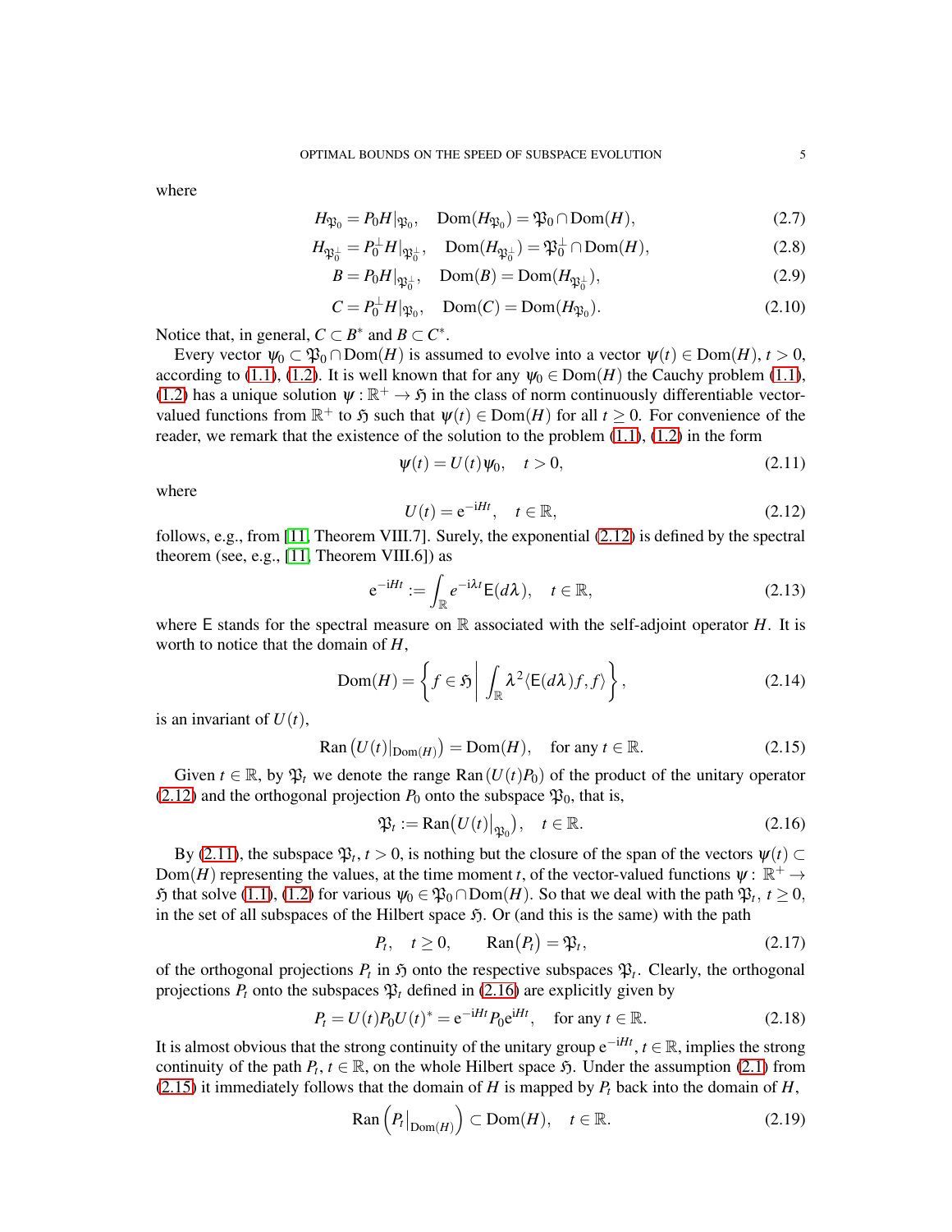where

$$H_{\mathfrak{P}_0} = P_0 H|_{\mathfrak{P}_0}, \quad \mathrm{Dom}(H_{\mathfrak{P}_0}) = \mathfrak{P}_0 \cap \mathrm{Dom}(H), \tag{2.7}$$

$$H_{\mathfrak{P}_0^\perp} = P_0^\perp H|_{\mathfrak{P}_0^\perp}, \quad \mathrm{Dom}(H_{\mathfrak{P}_0^\perp}) = \mathfrak{P}_0^\perp \cap \mathrm{Dom}(H), \tag{2.8}$$

$$B = P_0 H|_{\mathfrak{P}_0^\perp}, \quad \mathrm{Dom}(B) = \mathrm{Dom}(H_{\mathfrak{P}_0^\perp}), \tag{2.9}$$

$$C = P_0^\perp H|_{\mathfrak{P}_0}, \quad \mathrm{Dom}(C) = \mathrm{Dom}(H_{\mathfrak{P}_0}). \tag{2.10}$$

Notice that, in general, $C \subset B^*$ and $B \subset C^*$.

Every vector $\psi_0 \subset \mathfrak{P}_0 \cap \mathrm{Dom}(H)$ is assumed to evolve into a vector $\psi(t) \in \mathrm{Dom}(H)$, $t > 0$, according to (1.1), (1.2). It is well known that for any $\psi_0 \in \mathrm{Dom}(H)$ the Cauchy problem (1.1), (1.2) has a unique solution $\psi : \mathbb{R}^+ \to \mathfrak{H}$ in the class of norm continuously differentiable vector-valued functions from $\mathbb{R}^+$ to $\mathfrak{H}$ such that $\psi(t) \in \mathrm{Dom}(H)$ for all $t \geq 0$. For convenience of the reader, we remark that the existence of the solution to the problem (1.1), (1.2) in the form

$$\psi(t) = U(t)\psi_0, \quad t > 0, \tag{2.11}$$

where

$$U(t) = \mathrm{e}^{-\mathrm{i}Ht}, \quad t \in \mathbb{R}, \tag{2.12}$$

follows, e.g., from [11, Theorem VIII.7]. Surely, the exponential (2.12) is defined by the spectral theorem (see, e.g., [11, Theorem VIII.6]) as

$$\mathrm{e}^{-\mathrm{i}Ht} := \int_{\mathbb{R}} e^{-\mathrm{i}\lambda t} \mathsf{E}(d\lambda), \quad t \in \mathbb{R}, \tag{2.13}$$

where $\mathsf{E}$ stands for the spectral measure on $\mathbb{R}$ associated with the self-adjoint operator $H$. It is worth to notice that the domain of $H$,

$$\mathrm{Dom}(H) = \left\{ f \in \mathfrak{H} \,\middle|\, \int_{\mathbb{R}} \lambda^2 \langle \mathsf{E}(d\lambda) f, f \rangle \right\}, \tag{2.14}$$

is an invariant of $U(t)$,

$$\mathrm{Ran}\left(U(t)|_{\mathrm{Dom}(H)}\right) = \mathrm{Dom}(H), \quad \text{for any } t \in \mathbb{R}. \tag{2.15}$$

Given $t \in \mathbb{R}$, by $\mathfrak{P}_t$ we denote the range $\mathrm{Ran}\,(U(t)P_0)$ of the product of the unitary operator (2.12) and the orthogonal projection $P_0$ onto the subspace $\mathfrak{P}_0$, that is,

$$\mathfrak{P}_t := \mathrm{Ran}\big(U(t)\big|_{\mathfrak{P}_0}\big), \quad t \in \mathbb{R}. \tag{2.16}$$

By (2.11), the subspace $\mathfrak{P}_t$, $t > 0$, is nothing but the closure of the span of the vectors $\psi(t) \subset \mathrm{Dom}(H)$ representing the values, at the time moment $t$, of the vector-valued functions $\psi : \mathbb{R}^+ \to \mathfrak{H}$ that solve (1.1), (1.2) for various $\psi_0 \in \mathfrak{P}_0 \cap \mathrm{Dom}(H)$. So that we deal with the path $\mathfrak{P}_t$, $t \geq 0$, in the set of all subspaces of the Hilbert space $\mathfrak{H}$. Or (and this is the same) with the path

$$P_t, \quad t \geq 0, \qquad \mathrm{Ran}\big(P_t\big) = \mathfrak{P}_t, \tag{2.17}$$

of the orthogonal projections $P_t$ in $\mathfrak{H}$ onto the respective subspaces $\mathfrak{P}_t$. Clearly, the orthogonal projections $P_t$ onto the subspaces $\mathfrak{P}_t$ defined in (2.16) are explicitly given by

$$P_t = U(t)P_0U(t)^* = \mathrm{e}^{-\mathrm{i}Ht}P_0\mathrm{e}^{\mathrm{i}Ht}, \quad \text{for any } t \in \mathbb{R}. \tag{2.18}$$

It is almost obvious that the strong continuity of the unitary group $\mathrm{e}^{-\mathrm{i}Ht}$, $t \in \mathbb{R}$, implies the strong continuity of the path $P_t$, $t \in \mathbb{R}$, on the whole Hilbert space $\mathfrak{H}$. Under the assumption (2.1) from (2.15) it immediately follows that the domain of $H$ is mapped by $P_t$ back into the domain of $H$,

$$\mathrm{Ran}\left(P_t\big|_{\mathrm{Dom}(H)}\right) \subset \mathrm{Dom}(H), \quad t \in \mathbb{R}. \tag{2.19}$$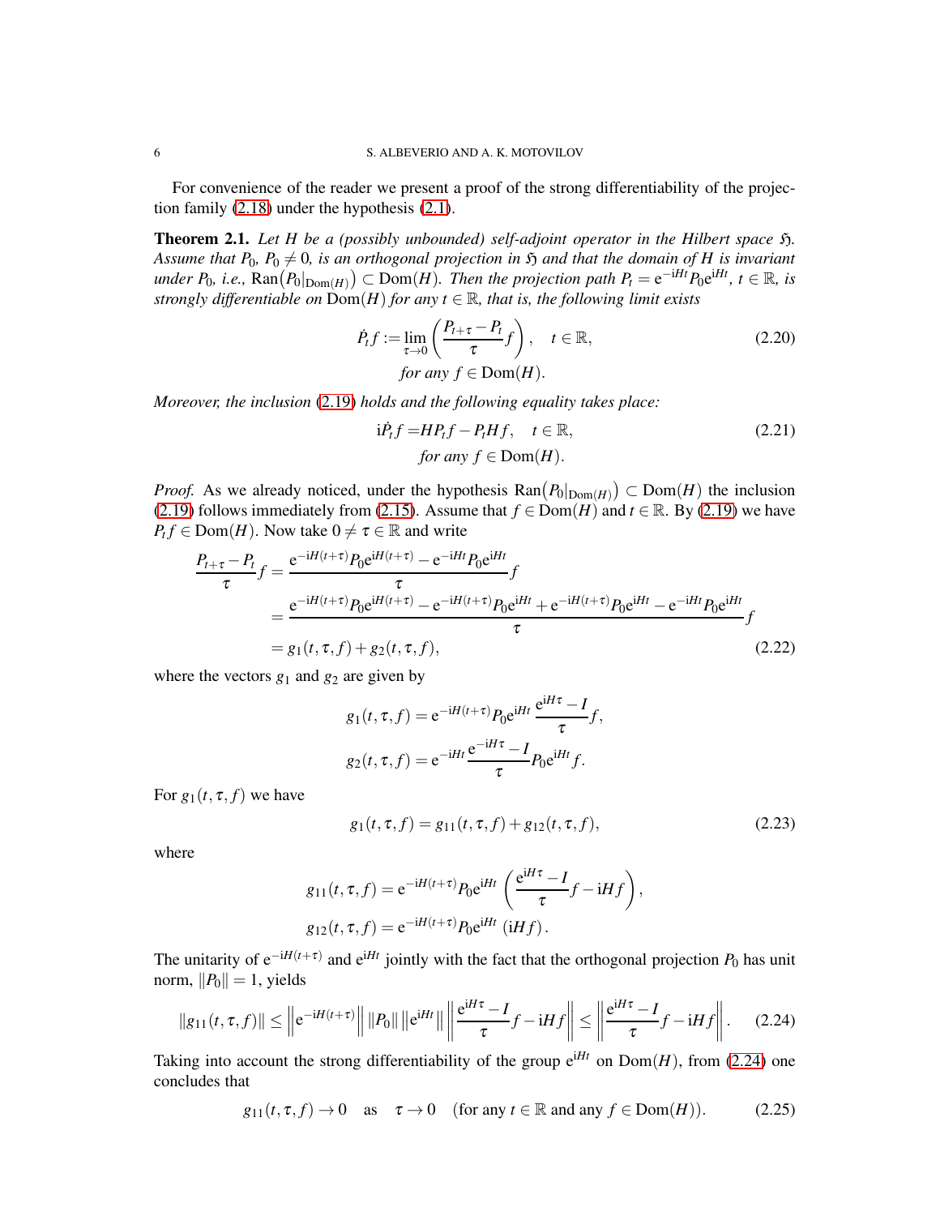For convenience of the reader we present a proof of the strong differentiability of the projection family (2.18) under the hypothesis (2.1).

**Theorem 2.1.** *Let $H$ be a (possibly unbounded) self-adjoint operator in the Hilbert space $\mathfrak{H}$. Assume that $P_0$, $P_0 \neq 0$, is an orthogonal projection in $\mathfrak{H}$ and that the domain of $H$ is invariant under $P_0$, i.e.,* $\operatorname{Ran}\big(P_0|_{\operatorname{Dom}(H)}\big) \subset \operatorname{Dom}(H)$. *Then the projection path $P_t = \mathrm{e}^{-\mathrm{i}Ht}P_0\mathrm{e}^{\mathrm{i}Ht}$, $t \in \mathbb{R}$, is strongly differentiable on* $\operatorname{Dom}(H)$ *for any $t \in \mathbb{R}$, that is, the following limit exists*

$$\dot{P}_t f := \lim_{\tau\to 0}\left(\frac{P_{t+\tau}-P_t}{\tau} f\right), \quad t \in \mathbb{R}, \tag{2.20}$$
$$\text{for any } f \in \operatorname{Dom}(H).$$

*Moreover, the inclusion* (2.19) *holds and the following equality takes place:*

$$\mathrm{i}\dot{P}_t f = HP_t f - P_t H f, \quad t \in \mathbb{R}, \tag{2.21}$$
$$\text{for any } f \in \operatorname{Dom}(H).$$

*Proof.* As we already noticed, under the hypothesis $\operatorname{Ran}\big(P_0|_{\operatorname{Dom}(H)}\big) \subset \operatorname{Dom}(H)$ the inclusion (2.19) follows immediately from (2.15). Assume that $f \in \operatorname{Dom}(H)$ and $t \in \mathbb{R}$. By (2.19) we have $P_t f \in \operatorname{Dom}(H)$. Now take $0 \neq \tau \in \mathbb{R}$ and write

$$\begin{aligned}
\frac{P_{t+\tau}-P_t}{\tau} f &= \frac{\mathrm{e}^{-\mathrm{i}H(t+\tau)}P_0\mathrm{e}^{\mathrm{i}H(t+\tau)} - \mathrm{e}^{-\mathrm{i}Ht}P_0\mathrm{e}^{\mathrm{i}Ht}}{\tau} f \\
&= \frac{\mathrm{e}^{-\mathrm{i}H(t+\tau)}P_0\mathrm{e}^{\mathrm{i}H(t+\tau)} - \mathrm{e}^{-\mathrm{i}H(t+\tau)}P_0\mathrm{e}^{\mathrm{i}Ht} + \mathrm{e}^{-\mathrm{i}H(t+\tau)}P_0\mathrm{e}^{\mathrm{i}Ht} - \mathrm{e}^{-\mathrm{i}Ht}P_0\mathrm{e}^{\mathrm{i}Ht}}{\tau} f \\
&= g_1(t,\tau,f) + g_2(t,\tau,f),
\end{aligned} \tag{2.22}$$

where the vectors $g_1$ and $g_2$ are given by

$$g_1(t,\tau,f) = \mathrm{e}^{-\mathrm{i}H(t+\tau)}P_0\mathrm{e}^{\mathrm{i}Ht}\,\frac{\mathrm{e}^{\mathrm{i}H\tau}-I}{\tau} f,$$
$$g_2(t,\tau,f) = \mathrm{e}^{-\mathrm{i}Ht}\,\frac{\mathrm{e}^{-\mathrm{i}H\tau}-I}{\tau} P_0\mathrm{e}^{\mathrm{i}Ht} f.$$

For $g_1(t,\tau,f)$ we have

$$g_1(t,\tau,f) = g_{11}(t,\tau,f) + g_{12}(t,\tau,f), \tag{2.23}$$

where

$$g_{11}(t,\tau,f) = \mathrm{e}^{-\mathrm{i}H(t+\tau)}P_0\mathrm{e}^{\mathrm{i}Ht}\left(\frac{\mathrm{e}^{\mathrm{i}H\tau}-I}{\tau} f - \mathrm{i}Hf\right),$$
$$g_{12}(t,\tau,f) = \mathrm{e}^{-\mathrm{i}H(t+\tau)}P_0\mathrm{e}^{\mathrm{i}Ht}\,(\mathrm{i}Hf).$$

The unitarity of $\mathrm{e}^{-\mathrm{i}H(t+\tau)}$ and $\mathrm{e}^{\mathrm{i}Ht}$ jointly with the fact that the orthogonal projection $P_0$ has unit norm, $\|P_0\| = 1$, yields

$$\|g_{11}(t,\tau,f)\| \le \left\|\mathrm{e}^{-\mathrm{i}H(t+\tau)}\right\| \|P_0\| \left\|\mathrm{e}^{\mathrm{i}Ht}\right\| \left\|\frac{\mathrm{e}^{\mathrm{i}H\tau}-I}{\tau} f - \mathrm{i}Hf\right\| \le \left\|\frac{\mathrm{e}^{\mathrm{i}H\tau}-I}{\tau} f - \mathrm{i}Hf\right\|. \tag{2.24}$$

Taking into account the strong differentiability of the group $\mathrm{e}^{\mathrm{i}Ht}$ on $\operatorname{Dom}(H)$, from (2.24) one concludes that

$$g_{11}(t,\tau,f) \to 0 \quad \text{as} \quad \tau \to 0 \quad (\text{for any } t \in \mathbb{R} \text{ and any } f \in \operatorname{Dom}(H)). \tag{2.25}$$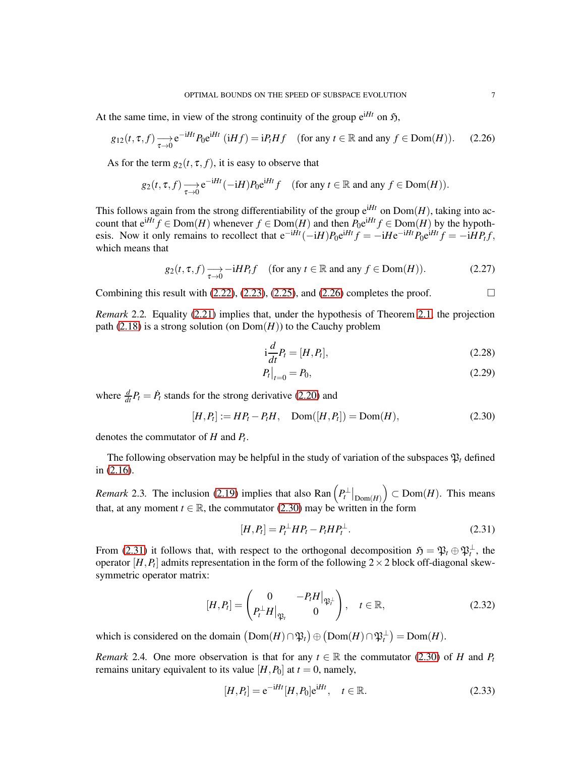At the same time, in view of the strong continuity of the group $\mathrm{e}^{\mathrm{i}Ht}$ on $\mathfrak{H}$,

$$g_{12}(t,\tau,f) \underset{\tau\to 0}{\longrightarrow} \mathrm{e}^{-\mathrm{i}Ht}P_0\mathrm{e}^{\mathrm{i}Ht}\,(\mathrm{i}Hf) = \mathrm{i}P_tHf \quad (\text{for any } t\in\mathbb{R} \text{ and any } f\in\mathrm{Dom}(H)). \tag{2.26}$$

As for the term $g_2(t,\tau,f)$, it is easy to observe that

$$g_2(t,\tau,f) \underset{\tau\to 0}{\longrightarrow} \mathrm{e}^{-\mathrm{i}Ht}(-\mathrm{i}H)P_0\mathrm{e}^{\mathrm{i}Ht}f \quad (\text{for any } t\in\mathbb{R} \text{ and any } f\in\mathrm{Dom}(H)).$$

This follows again from the strong differentiability of the group $\mathrm{e}^{\mathrm{i}Ht}$ on $\mathrm{Dom}(H)$, taking into account that $\mathrm{e}^{\mathrm{i}Ht}f\in\mathrm{Dom}(H)$ whenever $f\in\mathrm{Dom}(H)$ and then $P_0\mathrm{e}^{\mathrm{i}Ht}f\in\mathrm{Dom}(H)$ by the hypothesis. Now it only remains to recollect that $\mathrm{e}^{-\mathrm{i}Ht}(-\mathrm{i}H)P_0\mathrm{e}^{\mathrm{i}Ht}f = -\mathrm{i}H\mathrm{e}^{-\mathrm{i}Ht}P_0\mathrm{e}^{\mathrm{i}Ht}f = -\mathrm{i}HP_tf$, which means that

$$g_2(t,\tau,f) \underset{\tau\to 0}{\longrightarrow} -\mathrm{i}HP_tf \quad (\text{for any } t\in\mathbb{R} \text{ and any } f\in\mathrm{Dom}(H)). \tag{2.27}$$

Combining this result with (2.22), (2.23), (2.25), and (2.26) completes the proof. $\square$

*Remark* 2.2. Equality (2.21) implies that, under the hypothesis of Theorem 2.1, the projection path (2.18) is a strong solution (on $\mathrm{Dom}(H)$) to the Cauchy problem

$$\mathrm{i}\frac{d}{dt}P_t = [H,P_t], \tag{2.28}$$

$$P_t\big|_{t=0} = P_0, \tag{2.29}$$

where $\frac{d}{dt}P_t = \dot{P}_t$ stands for the strong derivative (2.20) and

$$[H,P_t] := HP_t - P_tH, \quad \mathrm{Dom}([H,P_t]) = \mathrm{Dom}(H), \tag{2.30}$$

denotes the commutator of $H$ and $P_t$.

The following observation may be helpful in the study of variation of the subspaces $\mathfrak{P}_t$ defined in (2.16).

*Remark* 2.3. The inclusion (2.19) implies that also $\mathrm{Ran}\left(P_t^\perp\big|_{\mathrm{Dom}(H)}\right)\subset\mathrm{Dom}(H)$. This means that, at any moment $t\in\mathbb{R}$, the commutator (2.30) may be written in the form

$$[H,P_t] = P_t^\perp HP_t - P_tHP_t^\perp. \tag{2.31}$$

From (2.31) it follows that, with respect to the orthogonal decomposition $\mathfrak{H}=\mathfrak{P}_t\oplus\mathfrak{P}_t^\perp$, the operator $[H,P_t]$ admits representation in the form of the following $2\times 2$ block off-diagonal skew-symmetric operator matrix:

$$[H,P_t] = \begin{pmatrix} 0 & -P_tH\big|_{\mathfrak{P}_t^\perp} \\ P_t^\perp H\big|_{\mathfrak{P}_t} & 0 \end{pmatrix}, \quad t\in\mathbb{R}, \tag{2.32}$$

which is considered on the domain $\left(\mathrm{Dom}(H)\cap\mathfrak{P}_t\right)\oplus\left(\mathrm{Dom}(H)\cap\mathfrak{P}_t^\perp\right)=\mathrm{Dom}(H)$.

*Remark* 2.4. One more observation is that for any $t\in\mathbb{R}$ the commutator (2.30) of $H$ and $P_t$ remains unitary equivalent to its value $[H,P_0]$ at $t=0$, namely,

$$[H,P_t] = \mathrm{e}^{-\mathrm{i}Ht}[H,P_0]\mathrm{e}^{\mathrm{i}Ht}, \quad t\in\mathbb{R}. \tag{2.33}$$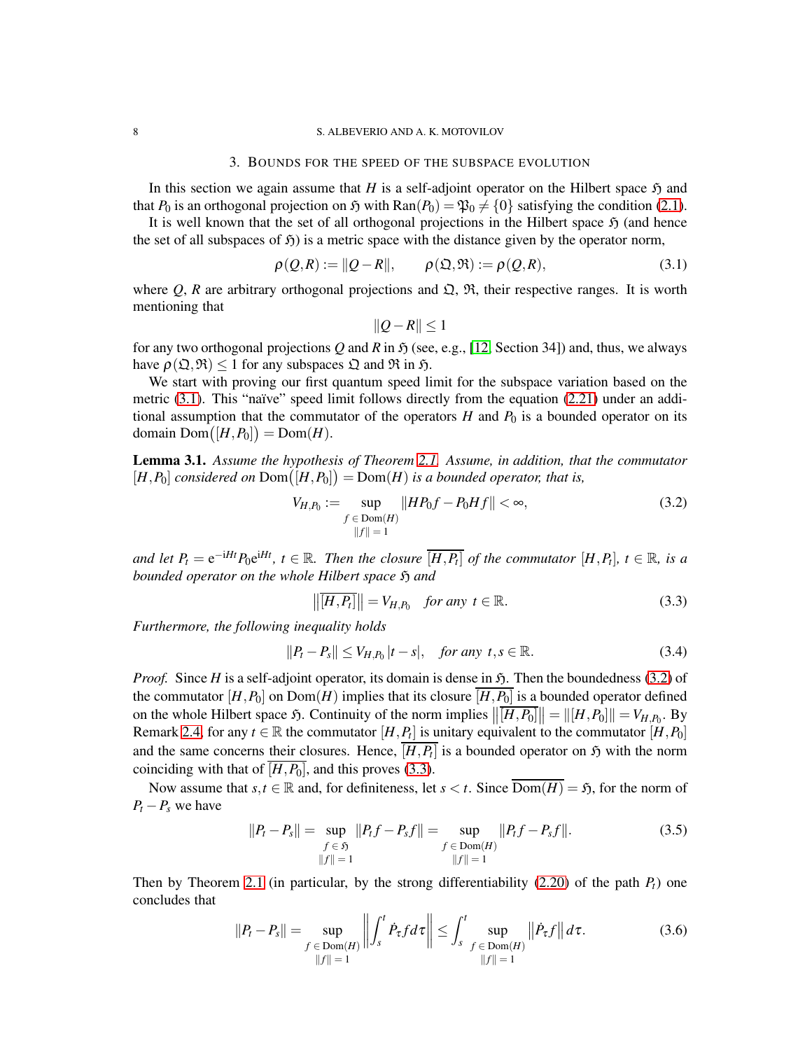## 3. Bounds for the speed of the subspace evolution

In this section we again assume that $H$ is a self-adjoint operator on the Hilbert space $\mathfrak{H}$ and that $P_0$ is an orthogonal projection on $\mathfrak{H}$ with $\mathrm{Ran}(P_0) = \mathfrak{P}_0 \neq \{0\}$ satisfying the condition (2.1).

It is well known that the set of all orthogonal projections in the Hilbert space $\mathfrak{H}$ (and hence the set of all subspaces of $\mathfrak{H}$) is a metric space with the distance given by the operator norm,

$$\rho(Q,R) := \|Q-R\|, \qquad \rho(\mathfrak{Q},\mathfrak{R}) := \rho(Q,R), \tag{3.1}$$

where $Q$, $R$ are arbitrary orthogonal projections and $\mathfrak{Q}$, $\mathfrak{R}$, their respective ranges. It is worth mentioning that

$$\|Q-R\| \le 1$$

for any two orthogonal projections $Q$ and $R$ in $\mathfrak{H}$ (see, e.g., [12, Section 34]) and, thus, we always have $\rho(\mathfrak{Q},\mathfrak{R}) \le 1$ for any subspaces $\mathfrak{Q}$ and $\mathfrak{R}$ in $\mathfrak{H}$.

We start with proving our first quantum speed limit for the subspace variation based on the metric (3.1). This "naïve" speed limit follows directly from the equation (2.21) under an additional assumption that the commutator of the operators $H$ and $P_0$ is a bounded operator on its domain $\mathrm{Dom}\big([H,P_0]\big) = \mathrm{Dom}(H)$.

**Lemma 3.1.** *Assume the hypothesis of Theorem 2.1. Assume, in addition, that the commutator* $[H,P_0]$ *considered on* $\mathrm{Dom}\big([H,P_0]\big) = \mathrm{Dom}(H)$ *is a bounded operator, that is,*

$$V_{H,P_0} := \sup_{\substack{f \,\in\, \mathrm{Dom}(H) \\ \|f\|\,=\,1}} \|HP_0f - P_0Hf\| < \infty, \tag{3.2}$$

*and let* $P_t = \mathrm{e}^{-\mathrm{i}Ht}P_0\mathrm{e}^{\mathrm{i}Ht}$, $t \in \mathbb{R}$. *Then the closure* $\overline{[H,P_t]}$ *of the commutator* $[H,P_t]$, $t \in \mathbb{R}$, *is a bounded operator on the whole Hilbert space* $\mathfrak{H}$ *and*

$$\big\|\overline{[H,P_t]}\big\| = V_{H,P_0} \quad \text{for any } t \in \mathbb{R}. \tag{3.3}$$

*Furthermore, the following inequality holds*

$$\|P_t - P_s\| \le V_{H,P_0}\,|t-s|, \quad \text{for any } t,s \in \mathbb{R}. \tag{3.4}$$

*Proof.* Since $H$ is a self-adjoint operator, its domain is dense in $\mathfrak{H}$. Then the boundedness (3.2) of the commutator $[H,P_0]$ on $\mathrm{Dom}(H)$ implies that its closure $\overline{[H,P_0]}$ is a bounded operator defined on the whole Hilbert space $\mathfrak{H}$. Continuity of the norm implies $\big\|\overline{[H,P_0]}\big\| = \|[H,P_0]\| = V_{H,P_0}$. By Remark 2.4, for any $t \in \mathbb{R}$ the commutator $[H,P_t]$ is unitary equivalent to the commutator $[H,P_0]$ and the same concerns their closures. Hence, $\overline{[H,P_t]}$ is a bounded operator on $\mathfrak{H}$ with the norm coinciding with that of $\overline{[H,P_0]}$, and this proves (3.3).

Now assume that $s,t \in \mathbb{R}$ and, for definiteness, let $s < t$. Since $\overline{\mathrm{Dom}(H)} = \mathfrak{H}$, for the norm of $P_t - P_s$ we have

$$\|P_t - P_s\| = \sup_{\substack{f \,\in\, \mathfrak{H} \\ \|f\|\,=\,1}} \|P_tf - P_sf\| = \sup_{\substack{f \,\in\, \mathrm{Dom}(H) \\ \|f\|\,=\,1}} \|P_tf - P_sf\|. \tag{3.5}$$

Then by Theorem 2.1 (in particular, by the strong differentiability (2.20) of the path $P_t$) one concludes that

$$\|P_t - P_s\| = \sup_{\substack{f \,\in\, \mathrm{Dom}(H) \\ \|f\|\,=\,1}} \left\| \int_s^t \dot{P}_\tau f\, d\tau \right\| \le \int_s^t \sup_{\substack{f \,\in\, \mathrm{Dom}(H) \\ \|f\|\,=\,1}} \big\|\dot{P}_\tau f\big\|\, d\tau. \tag{3.6}$$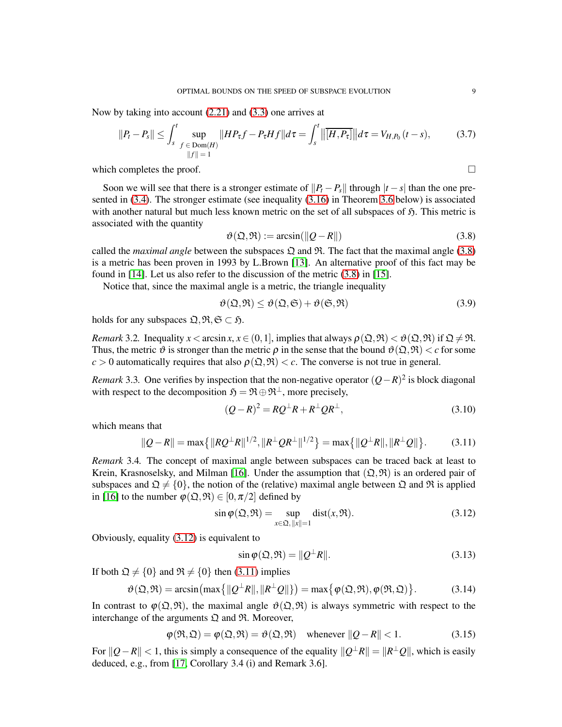Now by taking into account (2.21) and (3.3) one arrives at

$$\|P_t - P_s\| \le \int_s^t \sup_{\substack{f \in \mathrm{Dom}(H) \\ \|f\|=1}} \|HP_\tau f - P_\tau H f\| d\tau = \int_s^t \big\|\overline{[H,P_\tau]}\big\| d\tau = V_{H,P_0}(t-s), \tag{3.7}$$

which completes the proof. $\square$

Soon we will see that there is a stronger estimate of $\|P_t - P_s\|$ through $|t-s|$ than the one presented in (3.4). The stronger estimate (see inequality (3.16) in Theorem 3.6 below) is associated with another natural but much less known metric on the set of all subspaces of $\mathfrak{H}$. This metric is associated with the quantity

$$\vartheta(\mathfrak{Q},\mathfrak{R}) := \arcsin(\|Q-R\|) \tag{3.8}$$

called the *maximal angle* between the subspaces $\mathfrak{Q}$ and $\mathfrak{R}$. The fact that the maximal angle (3.8) is a metric has been proven in 1993 by L.Brown [13]. An alternative proof of this fact may be found in [14]. Let us also refer to the discussion of the metric (3.8) in [15].

Notice that, since the maximal angle is a metric, the triangle inequality

$$\vartheta(\mathfrak{Q},\mathfrak{R}) \le \vartheta(\mathfrak{Q},\mathfrak{S}) + \vartheta(\mathfrak{S},\mathfrak{R}) \tag{3.9}$$

holds for any subspaces $\mathfrak{Q},\mathfrak{R},\mathfrak{S} \subset \mathfrak{H}$.

*Remark* 3.2. Inequality $x < \arcsin x, x \in (0,1]$, implies that always $\rho(\mathfrak{Q},\mathfrak{R}) < \vartheta(\mathfrak{Q},\mathfrak{R})$ if $\mathfrak{Q} \ne \mathfrak{R}$. Thus, the metric $\vartheta$ is stronger than the metric $\rho$ in the sense that the bound $\vartheta(\mathfrak{Q},\mathfrak{R}) < c$ for some $c > 0$ automatically requires that also $\rho(\mathfrak{Q},\mathfrak{R}) < c$. The converse is not true in general.

*Remark* 3.3. One verifies by inspection that the non-negative operator $(Q-R)^2$ is block diagonal with respect to the decomposition $\mathfrak{H} = \mathfrak{R} \oplus \mathfrak{R}^\perp$, more precisely,

$$(Q-R)^2 = RQ^\perp R + R^\perp Q R^\perp, \tag{3.10}$$

which means that

$$\|Q-R\| = \max\big\{\|RQ^\perp R\|^{1/2}, \|R^\perp Q R^\perp\|^{1/2}\big\} = \max\big\{\|Q^\perp R\|, \|R^\perp Q\|\big\}. \tag{3.11}$$

*Remark* 3.4. The concept of maximal angle between subspaces can be traced back at least to Krein, Krasnoselsky, and Milman [16]. Under the assumption that $(\mathfrak{Q},\mathfrak{R})$ is an ordered pair of subspaces and $\mathfrak{Q} \ne \{0\}$, the notion of the (relative) maximal angle between $\mathfrak{Q}$ and $\mathfrak{R}$ is applied in [16] to the number $\varphi(\mathfrak{Q},\mathfrak{R}) \in [0,\pi/2]$ defined by

$$\sin\varphi(\mathfrak{Q},\mathfrak{R}) = \sup_{x\in\mathfrak{Q},\,\|x\|=1} \mathrm{dist}(x,\mathfrak{R}). \tag{3.12}$$

Obviously, equality (3.12) is equivalent to

$$\sin\varphi(\mathfrak{Q},\mathfrak{R}) = \|Q^\perp R\|. \tag{3.13}$$

If both $\mathfrak{Q} \ne \{0\}$ and $\mathfrak{R} \ne \{0\}$ then (3.11) implies

$$\vartheta(\mathfrak{Q},\mathfrak{R}) = \arcsin\big(\max\big\{\|Q^\perp R\|, \|R^\perp Q\|\big\}\big) = \max\big\{\varphi(\mathfrak{Q},\mathfrak{R}), \varphi(\mathfrak{R},\mathfrak{Q})\big\}. \tag{3.14}$$

In contrast to $\varphi(\mathfrak{Q},\mathfrak{R})$, the maximal angle $\vartheta(\mathfrak{Q},\mathfrak{R})$ is always symmetric with respect to the interchange of the arguments $\mathfrak{Q}$ and $\mathfrak{R}$. Moreover,

$$\varphi(\mathfrak{R},\mathfrak{Q}) = \varphi(\mathfrak{Q},\mathfrak{R}) = \vartheta(\mathfrak{Q},\mathfrak{R}) \quad \text{whenever } \|Q-R\| < 1. \tag{3.15}$$

For $\|Q-R\| < 1$, this is simply a consequence of the equality $\|Q^\perp R\| = \|R^\perp Q\|$, which is easily deduced, e.g., from [17, Corollary 3.4 (i) and Remark 3.6].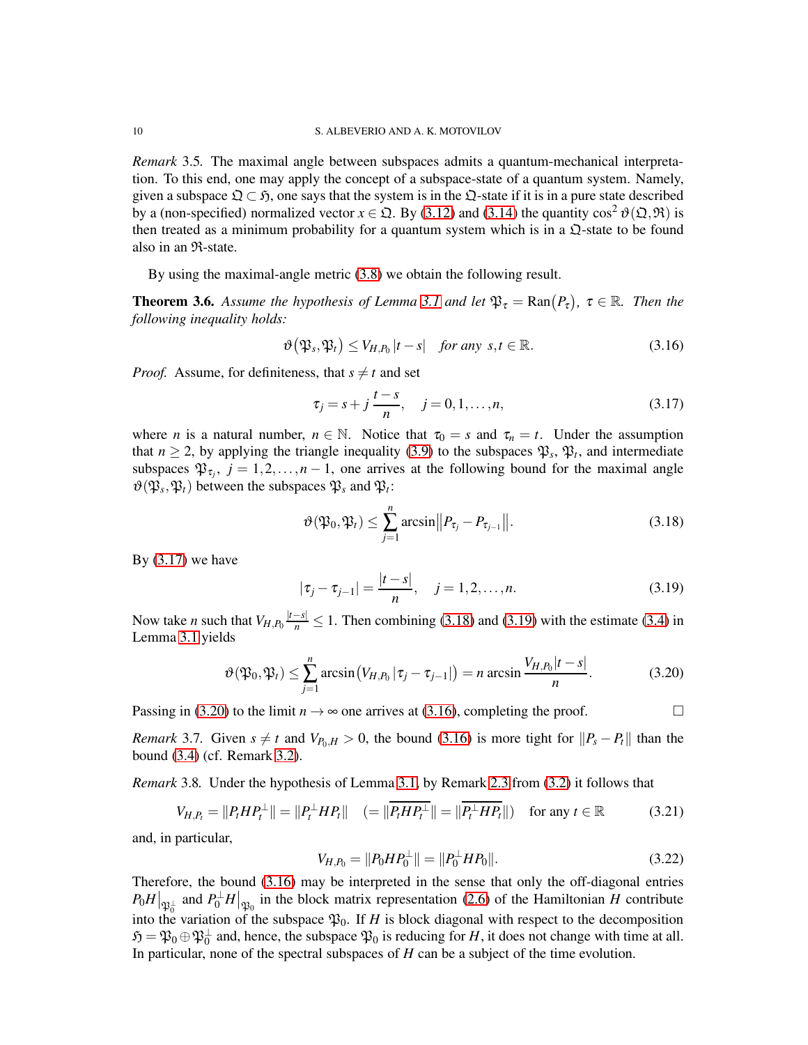*Remark* 3.5. The maximal angle between subspaces admits a quantum-mechanical interpretation. To this end, one may apply the concept of a subspace-state of a quantum system. Namely, given a subspace $\mathfrak{Q} \subset \mathfrak{H}$, one says that the system is in the $\mathfrak{Q}$-state if it is in a pure state described by a (non-specified) normalized vector $x \in \mathfrak{Q}$. By (3.12) and (3.14) the quantity $\cos^2 \vartheta(\mathfrak{Q},\mathfrak{R})$ is then treated as a minimum probability for a quantum system which is in a $\mathfrak{Q}$-state to be found also in an $\mathfrak{R}$-state.

By using the maximal-angle metric (3.8) we obtain the following result.

**Theorem 3.6.** *Assume the hypothesis of Lemma 3.1 and let $\mathfrak{P}_\tau = \operatorname{Ran}(P_\tau)$, $\tau \in \mathbb{R}$. Then the following inequality holds:*

$$\vartheta(\mathfrak{P}_s,\mathfrak{P}_t) \le V_{H,P_0}\,|t-s| \quad \textit{for any } s,t \in \mathbb{R}. \tag{3.16}$$

*Proof.* Assume, for definiteness, that $s \neq t$ and set

$$\tau_j = s + j\,\frac{t-s}{n}, \quad j = 0,1,\dots,n, \tag{3.17}$$

where $n$ is a natural number, $n \in \mathbb{N}$. Notice that $\tau_0 = s$ and $\tau_n = t$. Under the assumption that $n \ge 2$, by applying the triangle inequality (3.9) to the subspaces $\mathfrak{P}_s$, $\mathfrak{P}_t$, and intermediate subspaces $\mathfrak{P}_{\tau_j}$, $j = 1,2,\dots,n-1$, one arrives at the following bound for the maximal angle $\vartheta(\mathfrak{P}_s,\mathfrak{P}_t)$ between the subspaces $\mathfrak{P}_s$ and $\mathfrak{P}_t$:

$$\vartheta(\mathfrak{P}_0,\mathfrak{P}_t) \le \sum_{j=1}^{n} \arcsin\big\|P_{\tau_j} - P_{\tau_{j-1}}\big\|. \tag{3.18}$$

By (3.17) we have

$$|\tau_j - \tau_{j-1}| = \frac{|t-s|}{n}, \quad j = 1,2,\dots,n. \tag{3.19}$$

Now take $n$ such that $V_{H,P_0}\frac{|t-s|}{n} \le 1$. Then combining (3.18) and (3.19) with the estimate (3.4) in Lemma 3.1 yields

$$\vartheta(\mathfrak{P}_0,\mathfrak{P}_t) \le \sum_{j=1}^{n} \arcsin\big(V_{H,P_0}\,|\tau_j - \tau_{j-1}|\big) = n \arcsin \frac{V_{H,P_0}|t-s|}{n}. \tag{3.20}$$

Passing in (3.20) to the limit $n \to \infty$ one arrives at (3.16), completing the proof. $\square$

*Remark* 3.7. Given $s \neq t$ and $V_{P_0,H} > 0$, the bound (3.16) is more tight for $\|P_s - P_t\|$ than the bound (3.4) (cf. Remark 3.2).

*Remark* 3.8. Under the hypothesis of Lemma 3.1, by Remark 2.3 from (3.2) it follows that

$$V_{H,P_t} = \|P_t H P_t^\perp\| = \|P_t^\perp H P_t\| \quad (= \|\overline{P_t H P_t^\perp}\| = \|\overline{P_t^\perp H P_t}\|) \quad \text{for any } t \in \mathbb{R} \tag{3.21}$$

and, in particular,

$$V_{H,P_0} = \|P_0 H P_0^\perp\| = \|P_0^\perp H P_0\|. \tag{3.22}$$

Therefore, the bound (3.16) may be interpreted in the sense that only the off-diagonal entries $P_0 H\big|_{\mathfrak{P}_0^\perp}$ and $P_0^\perp H\big|_{\mathfrak{P}_0}$ in the block matrix representation (2.6) of the Hamiltonian $H$ contribute into the variation of the subspace $\mathfrak{P}_0$. If $H$ is block diagonal with respect to the decomposition $\mathfrak{H} = \mathfrak{P}_0 \oplus \mathfrak{P}_0^\perp$ and, hence, the subspace $\mathfrak{P}_0$ is reducing for $H$, it does not change with time at all. In particular, none of the spectral subspaces of $H$ can be a subject of the time evolution.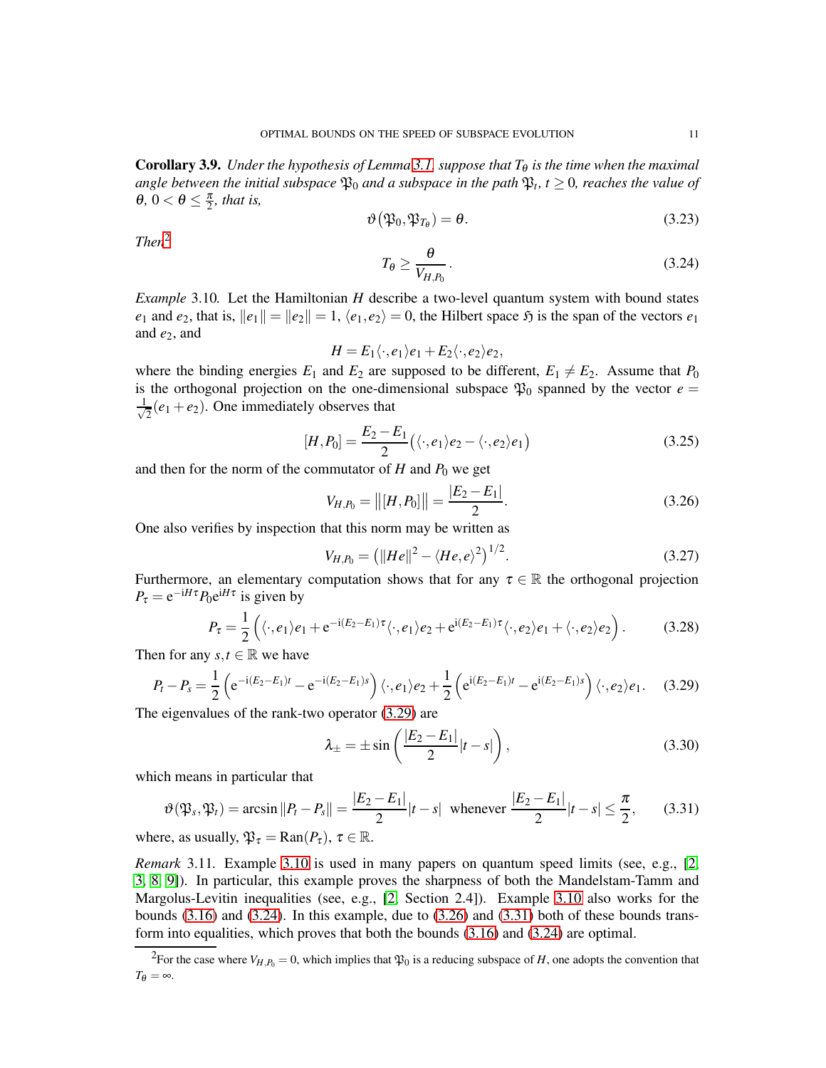**Corollary 3.9.** *Under the hypothesis of Lemma 3.1, suppose that $T_\theta$ is the time when the maximal angle between the initial subspace $\mathfrak{P}_0$ and a subspace in the path $\mathfrak{P}_t$, $t \geq 0$, reaches the value of $\theta$, $0 < \theta \leq \frac{\pi}{2}$, that is,*

$$\vartheta(\mathfrak{P}_0, \mathfrak{P}_{T_\theta}) = \theta. \tag{3.23}$$

*Then*[2]

$$T_\theta \geq \frac{\theta}{V_{H,P_0}}. \tag{3.24}$$

*Example* 3.10. Let the Hamiltonian $H$ describe a two-level quantum system with bound states $e_1$ and $e_2$, that is, $\|e_1\| = \|e_2\| = 1$, $\langle e_1, e_2 \rangle = 0$, the Hilbert space $\mathfrak{H}$ is the span of the vectors $e_1$ and $e_2$, and

$$H = E_1 \langle \cdot, e_1 \rangle e_1 + E_2 \langle \cdot, e_2 \rangle e_2,$$

where the binding energies $E_1$ and $E_2$ are supposed to be different, $E_1 \neq E_2$. Assume that $P_0$ is the orthogonal projection on the one-dimensional subspace $\mathfrak{P}_0$ spanned by the vector $e = \frac{1}{\sqrt{2}}(e_1 + e_2)$. One immediately observes that

$$[H, P_0] = \frac{E_2 - E_1}{2} \big( \langle \cdot, e_1 \rangle e_2 - \langle \cdot, e_2 \rangle e_1 \big) \tag{3.25}$$

and then for the norm of the commutator of $H$ and $P_0$ we get

$$V_{H,P_0} = \big\| [H, P_0] \big\| = \frac{|E_2 - E_1|}{2}. \tag{3.26}$$

One also verifies by inspection that this norm may be written as

$$V_{H,P_0} = \big( \|He\|^2 - \langle He, e \rangle^2 \big)^{1/2}. \tag{3.27}$$

Furthermore, an elementary computation shows that for any $\tau \in \mathbb{R}$ the orthogonal projection $P_\tau = \mathrm{e}^{-\mathrm{i}H\tau} P_0 \mathrm{e}^{\mathrm{i}H\tau}$ is given by

$$P_\tau = \frac{1}{2} \Big( \langle \cdot, e_1 \rangle e_1 + \mathrm{e}^{-\mathrm{i}(E_2 - E_1)\tau} \langle \cdot, e_1 \rangle e_2 + \mathrm{e}^{\mathrm{i}(E_2 - E_1)\tau} \langle \cdot, e_2 \rangle e_1 + \langle \cdot, e_2 \rangle e_2 \Big). \tag{3.28}$$

Then for any $s, t \in \mathbb{R}$ we have

$$P_t - P_s = \frac{1}{2} \Big( \mathrm{e}^{-\mathrm{i}(E_2 - E_1)t} - \mathrm{e}^{-\mathrm{i}(E_2 - E_1)s} \Big) \langle \cdot, e_1 \rangle e_2 + \frac{1}{2} \Big( \mathrm{e}^{\mathrm{i}(E_2 - E_1)t} - \mathrm{e}^{\mathrm{i}(E_2 - E_1)s} \Big) \langle \cdot, e_2 \rangle e_1. \tag{3.29}$$

The eigenvalues of the rank-two operator (3.29) are

$$\lambda_\pm = \pm \sin \left( \frac{|E_2 - E_1|}{2} |t - s| \right), \tag{3.30}$$

which means in particular that

$$\vartheta(\mathfrak{P}_s, \mathfrak{P}_t) = \arcsin \|P_t - P_s\| = \frac{|E_2 - E_1|}{2} |t - s| \ \text{ whenever } \ \frac{|E_2 - E_1|}{2} |t - s| \leq \frac{\pi}{2}, \tag{3.31}$$

where, as usually, $\mathfrak{P}_\tau = \operatorname{Ran}(P_\tau)$, $\tau \in \mathbb{R}$.

*Remark* 3.11. Example 3.10 is used in many papers on quantum speed limits (see, e.g., [2, 3, 8, 9]). In particular, this example proves the sharpness of both the Mandelstam-Tamm and Margolus-Levitin inequalities (see, e.g., [2, Section 2.4]). Example 3.10 also works for the bounds (3.16) and (3.24). In this example, due to (3.26) and (3.31) both of these bounds transform into equalities, which proves that both the bounds (3.16) and (3.24) are optimal.

[2] For the case where $V_{H,P_0} = 0$, which implies that $\mathfrak{P}_0$ is a reducing subspace of $H$, one adopts the convention that $T_\theta = \infty$.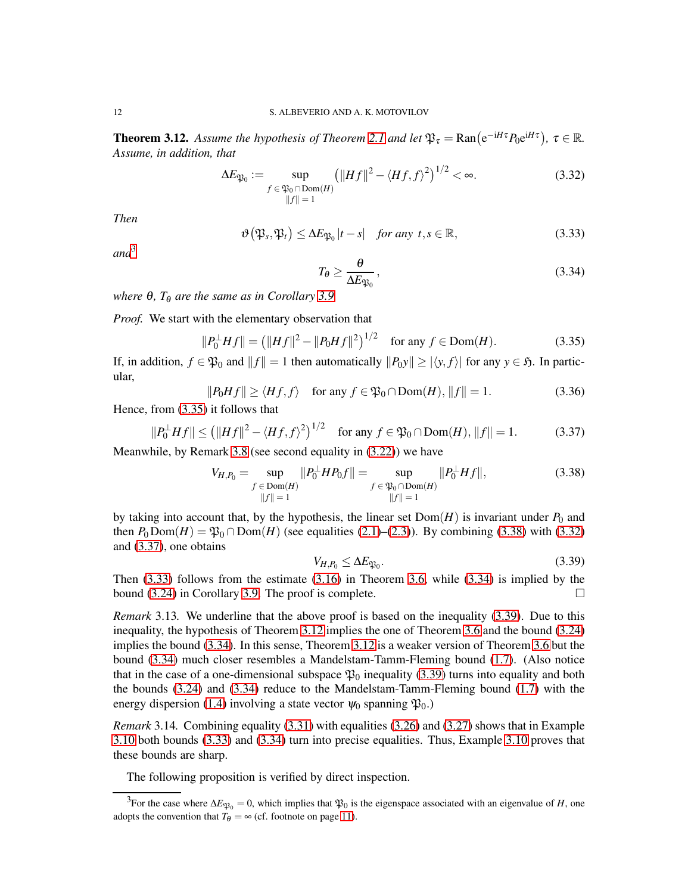**Theorem 3.12.** *Assume the hypothesis of Theorem 2.1 and let $\mathfrak{P}_\tau = \operatorname{Ran}\bigl(e^{-iH\tau}P_0 e^{iH\tau}\bigr)$, $\tau \in \mathbb{R}$. Assume, in addition, that*

$$\Delta E_{\mathfrak{P}_0} := \sup_{\substack{f \,\in\, \mathfrak{P}_0 \cap \operatorname{Dom}(H)\\ \|f\| \,=\, 1}} \bigl(\|Hf\|^2 - \langle Hf, f\rangle^2\bigr)^{1/2} < \infty. \tag{3.32}$$

*Then*

$$\vartheta\bigl(\mathfrak{P}_s, \mathfrak{P}_t\bigr) \le \Delta E_{\mathfrak{P}_0} |t-s| \quad \textit{for any } t, s \in \mathbb{R}, \tag{3.33}$$

*and*[3]

$$T_\theta \ge \frac{\theta}{\Delta E_{\mathfrak{P}_0}}, \tag{3.34}$$

*where $\theta$, $T_\theta$ are the same as in Corollary 3.9.*

*Proof.* We start with the elementary observation that

$$\|P_0^\perp H f\| = \bigl(\|Hf\|^2 - \|P_0 H f\|^2\bigr)^{1/2} \quad \text{for any } f \in \operatorname{Dom}(H). \tag{3.35}$$

If, in addition, $f \in \mathfrak{P}_0$ and $\|f\| = 1$ then automatically $\|P_0 y\| \ge |\langle y, f\rangle|$ for any $y \in \mathfrak{H}$. In particular,

$$\|P_0 H f\| \ge \langle Hf, f\rangle \quad \text{for any } f \in \mathfrak{P}_0 \cap \operatorname{Dom}(H),\ \|f\| = 1. \tag{3.36}$$

Hence, from (3.35) it follows that

$$\|P_0^\perp H f\| \le \bigl(\|Hf\|^2 - \langle Hf, f\rangle^2\bigr)^{1/2} \quad \text{for any } f \in \mathfrak{P}_0 \cap \operatorname{Dom}(H),\ \|f\| = 1. \tag{3.37}$$

Meanwhile, by Remark 3.8 (see second equality in (3.22)) we have

$$V_{H,P_0} = \sup_{\substack{f \,\in\, \operatorname{Dom}(H)\\ \|f\| \,=\, 1}} \|P_0^\perp H P_0 f\| = \sup_{\substack{f \,\in\, \mathfrak{P}_0 \cap \operatorname{Dom}(H)\\ \|f\| \,=\, 1}} \|P_0^\perp H f\|, \tag{3.38}$$

by taking into account that, by the hypothesis, the linear set $\operatorname{Dom}(H)$ is invariant under $P_0$ and then $P_0 \operatorname{Dom}(H) = \mathfrak{P}_0 \cap \operatorname{Dom}(H)$ (see equalities (2.1)–(2.3)). By combining (3.38) with (3.32) and (3.37), one obtains

$$V_{H,P_0} \le \Delta E_{\mathfrak{P}_0}. \tag{3.39}$$

Then (3.33) follows from the estimate (3.16) in Theorem 3.6, while (3.34) is implied by the bound (3.24) in Corollary 3.9. The proof is complete. $\square$

*Remark* 3.13. We underline that the above proof is based on the inequality (3.39). Due to this inequality, the hypothesis of Theorem 3.12 implies the one of Theorem 3.6 and the bound (3.24) implies the bound (3.34). In this sense, Theorem 3.12 is a weaker version of Theorem 3.6 but the bound (3.34) much closer resembles a Mandelstam-Tamm-Fleming bound (1.7). (Also notice that in the case of a one-dimensional subspace $\mathfrak{P}_0$ inequality (3.39) turns into equality and both the bounds (3.24) and (3.34) reduce to the Mandelstam-Tamm-Fleming bound (1.7) with the energy dispersion (1.4) involving a state vector $\psi_0$ spanning $\mathfrak{P}_0$.)

*Remark* 3.14. Combining equality (3.31) with equalities (3.26) and (3.27) shows that in Example 3.10 both bounds (3.33) and (3.34) turn into precise equalities. Thus, Example 3.10 proves that these bounds are sharp.

The following proposition is verified by direct inspection.

[3] For the case where $\Delta E_{\mathfrak{P}_0} = 0$, which implies that $\mathfrak{P}_0$ is the eigenspace associated with an eigenvalue of $H$, one adopts the convention that $T_\theta = \infty$ (cf. footnote on page 11).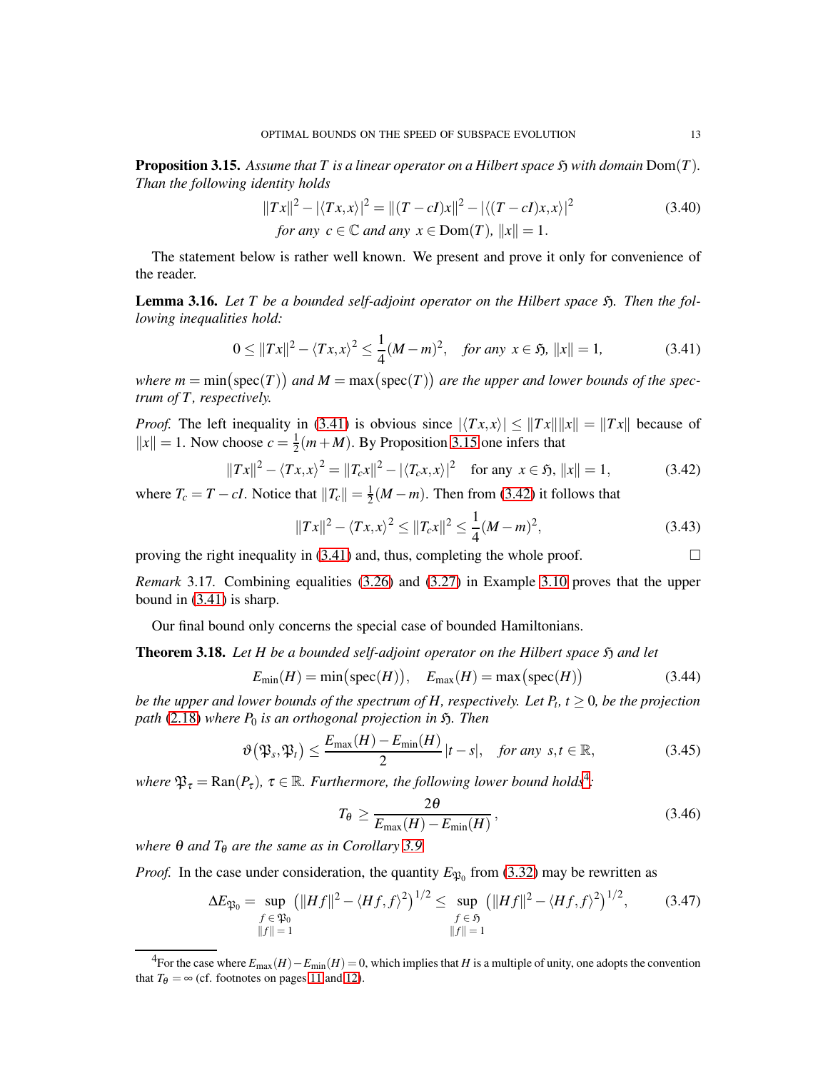**Proposition 3.15.** *Assume that $T$ is a linear operator on a Hilbert space $\mathfrak{H}$ with domain $\operatorname{Dom}(T)$. Than the following identity holds*

$$\|Tx\|^2 - |\langle Tx, x\rangle|^2 = \|(T-cI)x\|^2 - |\langle (T-cI)x, x\rangle|^2 \tag{3.40}$$
$$\text{for any } \ c\in\mathbb{C} \text{ and any } \ x \in \operatorname{Dom}(T),\ \|x\| = 1.$$

The statement below is rather well known. We present and prove it only for convenience of the reader.

**Lemma 3.16.** *Let $T$ be a bounded self-adjoint operator on the Hilbert space $\mathfrak{H}$. Then the following inequalities hold:*

$$0 \le \|Tx\|^2 - \langle Tx, x\rangle^2 \le \frac{1}{4}(M-m)^2, \quad \text{for any } \ x\in\mathfrak{H},\ \|x\|=1, \tag{3.41}$$

*where $m = \min\bigl(\operatorname{spec}(T)\bigr)$ and $M = \max\bigl(\operatorname{spec}(T)\bigr)$ are the upper and lower bounds of the spectrum of $T$, respectively.*

*Proof.* The left inequality in (3.41) is obvious since $|\langle Tx, x\rangle| \le \|Tx\|\|x\| = \|Tx\|$ because of $\|x\| = 1$. Now choose $c = \frac{1}{2}(m+M)$. By Proposition 3.15 one infers that

$$\|Tx\|^2 - \langle Tx, x\rangle^2 = \|T_c x\|^2 - |\langle T_c x, x\rangle|^2 \quad \text{for any } \ x\in\mathfrak{H},\ \|x\|=1, \tag{3.42}$$

where $T_c = T - cI$. Notice that $\|T_c\| = \frac{1}{2}(M-m)$. Then from (3.42) it follows that

$$\|Tx\|^2 - \langle Tx, x\rangle^2 \le \|T_c x\|^2 \le \frac{1}{4}(M-m)^2, \tag{3.43}$$

proving the right inequality in (3.41) and, thus, completing the whole proof. □

*Remark* 3.17. Combining equalities (3.26) and (3.27) in Example 3.10 proves that the upper bound in (3.41) is sharp.

Our final bound only concerns the special case of bounded Hamiltonians.

**Theorem 3.18.** *Let $H$ be a bounded self-adjoint operator on the Hilbert space $\mathfrak{H}$ and let*

$$E_{\min}(H) = \min\bigl(\operatorname{spec}(H)\bigr), \quad E_{\max}(H) = \max\bigl(\operatorname{spec}(H)\bigr) \tag{3.44}$$

*be the upper and lower bounds of the spectrum of $H$, respectively. Let $P_t$, $t \ge 0$, be the projection path (2.18) where $P_0$ is an orthogonal projection in $\mathfrak{H}$. Then*

$$\vartheta\bigl(\mathfrak{P}_s, \mathfrak{P}_t\bigr) \le \frac{E_{\max}(H) - E_{\min}(H)}{2}\,|t-s|, \quad \text{for any } \ s,t\in\mathbb{R}, \tag{3.45}$$

*where $\mathfrak{P}_\tau = \operatorname{Ran}(P_\tau)$, $\tau\in\mathbb{R}$. Furthermore, the following lower bound holds*[4]*:*

$$T_\theta \ge \frac{2\theta}{E_{\max}(H) - E_{\min}(H)}, \tag{3.46}$$

*where $\theta$ and $T_\theta$ are the same as in Corollary 3.9.*

*Proof.* In the case under consideration, the quantity $E_{\mathfrak{P}_0}$ from (3.32) may be rewritten as

$$\Delta E_{\mathfrak{P}_0} = \sup_{\substack{f\,\in\,\mathfrak{P}_0 \\ \|f\|=1}} \bigl(\|Hf\|^2 - \langle Hf, f\rangle^2\bigr)^{1/2} \le \sup_{\substack{f\,\in\,\mathfrak{H} \\ \|f\|=1}} \bigl(\|Hf\|^2 - \langle Hf, f\rangle^2\bigr)^{1/2}, \tag{3.47}$$

[4] For the case where $E_{\max}(H) - E_{\min}(H) = 0$, which implies that $H$ is a multiple of unity, one adopts the convention that $T_\theta = \infty$ (cf. footnotes on pages 11 and 12).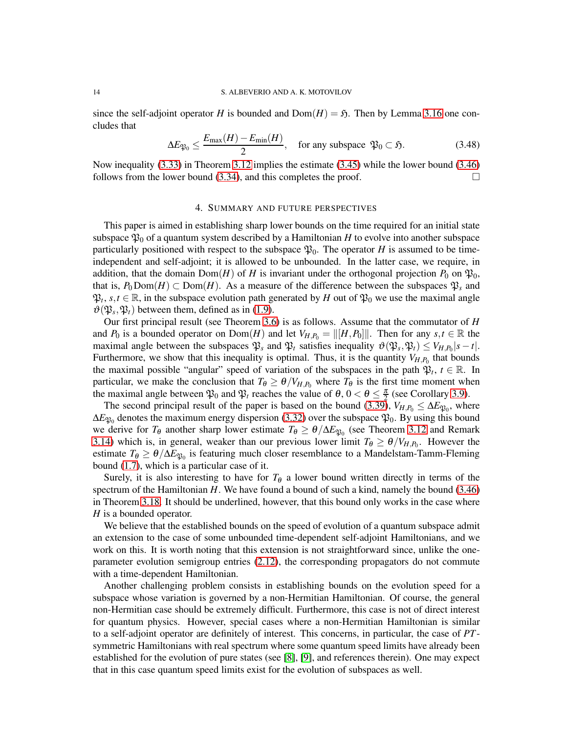since the self-adjoint operator $H$ is bounded and $\mathrm{Dom}(H) = \mathfrak{H}$. Then by Lemma 3.16 one concludes that

$$\Delta E_{\mathfrak{P}_0} \leq \frac{E_{\max}(H) - E_{\min}(H)}{2}, \quad \text{for any subspace } \mathfrak{P}_0 \subset \mathfrak{H}. \tag{3.48}$$

Now inequality (3.33) in Theorem 3.12 implies the estimate (3.45) while the lower bound (3.46) follows from the lower bound (3.34), and this completes the proof. □

## 4. Summary and future perspectives

This paper is aimed in establishing sharp lower bounds on the time required for an initial state subspace $\mathfrak{P}_0$ of a quantum system described by a Hamiltonian $H$ to evolve into another subspace particularly positioned with respect to the subspace $\mathfrak{P}_0$. The operator $H$ is assumed to be time-independent and self-adjoint; it is allowed to be unbounded. In the latter case, we require, in addition, that the domain $\mathrm{Dom}(H)$ of $H$ is invariant under the orthogonal projection $P_0$ on $\mathfrak{P}_0$, that is, $P_0 \mathrm{Dom}(H) \subset \mathrm{Dom}(H)$. As a measure of the difference between the subspaces $\mathfrak{P}_s$ and $\mathfrak{P}_t$, $s,t \in \mathbb{R}$, in the subspace evolution path generated by $H$ out of $\mathfrak{P}_0$ we use the maximal angle $\vartheta(\mathfrak{P}_s, \mathfrak{P}_t)$ between them, defined as in (1.9).

Our first principal result (see Theorem 3.6) is as follows. Assume that the commutator of $H$ and $P_0$ is a bounded operator on $\mathrm{Dom}(H)$ and let $V_{H,P_0} = \|[H,P_0]\|$. Then for any $s,t \in \mathbb{R}$ the maximal angle between the subspaces $\mathfrak{P}_s$ and $\mathfrak{P}_t$ satisfies inequality $\vartheta(\mathfrak{P}_s, \mathfrak{P}_t) \leq V_{H,P_0}|s-t|$. Furthermore, we show that this inequality is optimal. Thus, it is the quantity $V_{H,P_0}$ that bounds the maximal possible "angular" speed of variation of the subspaces in the path $\mathfrak{P}_t$, $t \in \mathbb{R}$. In particular, we make the conclusion that $T_\theta \geq \theta / V_{H,P_0}$ where $T_\theta$ is the first time moment when the maximal angle between $\mathfrak{P}_0$ and $\mathfrak{P}_t$ reaches the value of $\theta$, $0 < \theta \leq \frac{\pi}{2}$ (see Corollary 3.9).

The second principal result of the paper is based on the bound (3.39), $V_{H,P_0} \leq \Delta E_{\mathfrak{P}_0}$, where $\Delta E_{\mathfrak{P}_0}$ denotes the maximum energy dispersion (3.32) over the subspace $\mathfrak{P}_0$. By using this bound we derive for $T_\theta$ another sharp lower estimate $T_\theta \geq \theta / \Delta E_{\mathfrak{P}_0}$ (see Theorem 3.12 and Remark 3.14) which is, in general, weaker than our previous lower limit $T_\theta \geq \theta / V_{H,P_0}$. However the estimate $T_\theta \geq \theta / \Delta E_{\mathfrak{P}_0}$ is featuring much closer resemblance to a Mandelstam-Tamm-Fleming bound (1.7), which is a particular case of it.

Surely, it is also interesting to have for $T_\theta$ a lower bound written directly in terms of the spectrum of the Hamiltonian $H$. We have found a bound of such a kind, namely the bound (3.46) in Theorem 3.18. It should be underlined, however, that this bound only works in the case where $H$ is a bounded operator.

We believe that the established bounds on the speed of evolution of a quantum subspace admit an extension to the case of some unbounded time-dependent self-adjoint Hamiltonians, and we work on this. It is worth noting that this extension is not straightforward since, unlike the one-parameter evolution semigroup entries (2.12), the corresponding propagators do not commute with a time-dependent Hamiltonian.

Another challenging problem consists in establishing bounds on the evolution speed for a subspace whose variation is governed by a non-Hermitian Hamiltonian. Of course, the general non-Hermitian case should be extremely difficult. Furthermore, this case is not of direct interest for quantum physics. However, special cases where a non-Hermitian Hamiltonian is similar to a self-adjoint operator are definitely of interest. This concerns, in particular, the case of $PT$-symmetric Hamiltonians with real spectrum where some quantum speed limits have already been established for the evolution of pure states (see [8], [9], and references therein). One may expect that in this case quantum speed limits exist for the evolution of subspaces as well.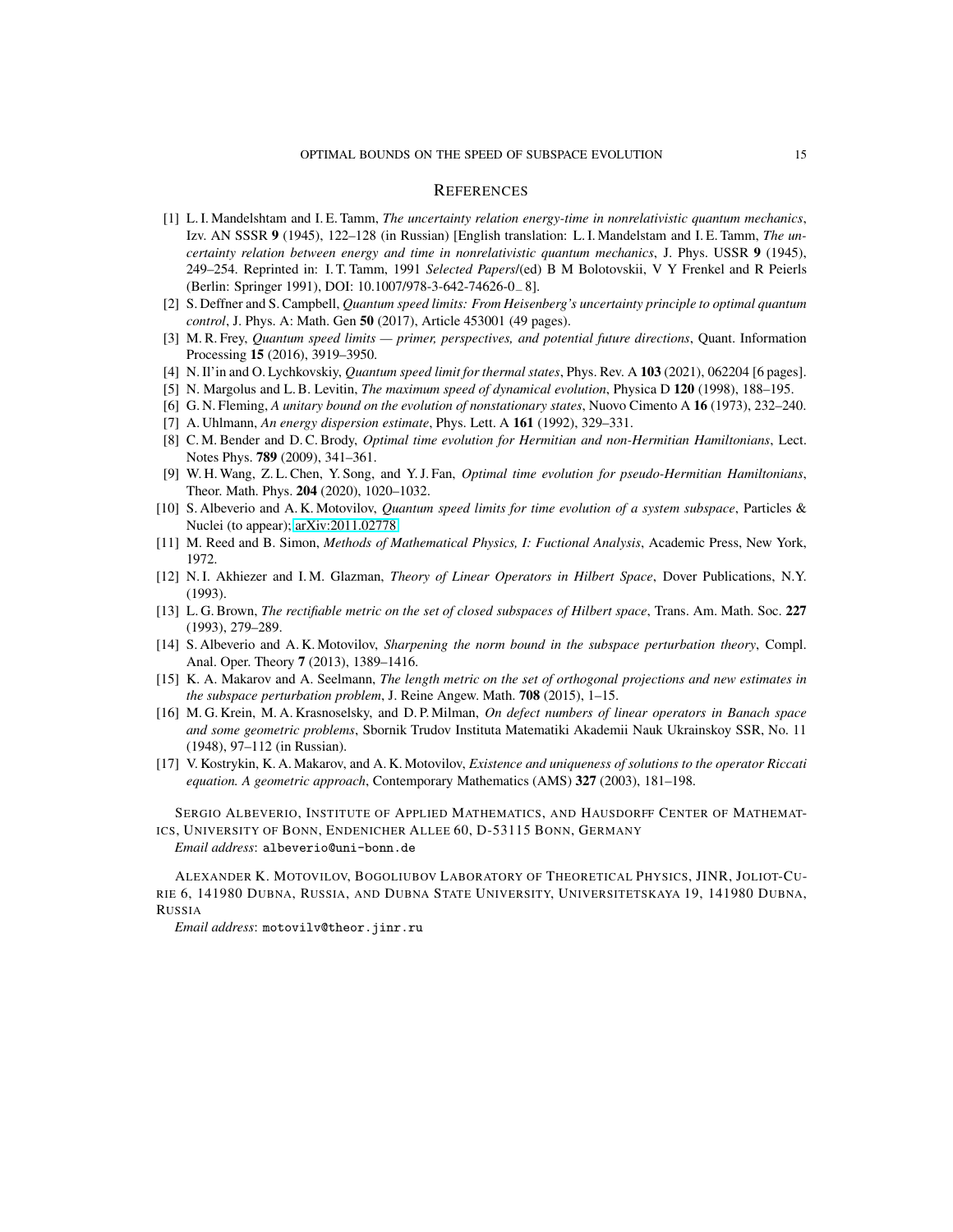## References

[1] L. I. Mandelshtam and I. E. Tamm, *The uncertainty relation energy-time in nonrelativistic quantum mechanics*, Izv. AN SSSR **9** (1945), 122–128 (in Russian) [English translation: L. I. Mandelstam and I. E. Tamm, *The uncertainty relation between energy and time in nonrelativistic quantum mechanics*, J. Phys. USSR **9** (1945), 249–254. Reprinted in: I. T. Tamm, 1991 *Selected Papers*/(ed) B M Bolotovskii, V Y Frenkel and R Peierls (Berlin: Springer 1991), DOI: 10.1007/978-3-642-74626-0_8].

[2] S. Deffner and S. Campbell, *Quantum speed limits: From Heisenberg's uncertainty principle to optimal quantum control*, J. Phys. A: Math. Gen **50** (2017), Article 453001 (49 pages).

[3] M. R. Frey, *Quantum speed limits — primer, perspectives, and potential future directions*, Quant. Information Processing **15** (2016), 3919–3950.

[4] N. Il'in and O. Lychkovskiy, *Quantum speed limit for thermal states*, Phys. Rev. A **103** (2021), 062204 [6 pages].

[5] N. Margolus and L. B. Levitin, *The maximum speed of dynamical evolution*, Physica D **120** (1998), 188–195.

[6] G. N. Fleming, *A unitary bound on the evolution of nonstationary states*, Nuovo Cimento A **16** (1973), 232–240.

[7] A. Uhlmann, *An energy dispersion estimate*, Phys. Lett. A **161** (1992), 329–331.

[8] C. M. Bender and D. C. Brody, *Optimal time evolution for Hermitian and non-Hermitian Hamiltonians*, Lect. Notes Phys. **789** (2009), 341–361.

[9] W. H. Wang, Z. L. Chen, Y. Song, and Y. J. Fan, *Optimal time evolution for pseudo-Hermitian Hamiltonians*, Theor. Math. Phys. **204** (2020), 1020–1032.

[10] S. Albeverio and A. K. Motovilov, *Quantum speed limits for time evolution of a system subspace*, Particles & Nuclei (to appear); arXiv:2011.02778.

[11] M. Reed and B. Simon, *Methods of Mathematical Physics, I: Fuctional Analysis*, Academic Press, New York, 1972.

[12] N. I. Akhiezer and I. M. Glazman, *Theory of Linear Operators in Hilbert Space*, Dover Publications, N.Y. (1993).

[13] L. G. Brown, *The rectifiable metric on the set of closed subspaces of Hilbert space*, Trans. Am. Math. Soc. **227** (1993), 279–289.

[14] S. Albeverio and A. K. Motovilov, *Sharpening the norm bound in the subspace perturbation theory*, Compl. Anal. Oper. Theory **7** (2013), 1389–1416.

[15] K. A. Makarov and A. Seelmann, *The length metric on the set of orthogonal projections and new estimates in the subspace perturbation problem*, J. Reine Angew. Math. **708** (2015), 1–15.

[16] M. G. Krein, M. A. Krasnoselsky, and D. P. Milman, *On defect numbers of linear operators in Banach space and some geometric problems*, Sbornik Trudov Instituta Matematiki Akademii Nauk Ukrainskoy SSR, No. 11 (1948), 97–112 (in Russian).

[17] V. Kostrykin, K. A. Makarov, and A. K. Motovilov, *Existence and uniqueness of solutions to the operator Riccati equation. A geometric approach*, Contemporary Mathematics (AMS) **327** (2003), 181–198.

Sergio Albeverio, Institute of Applied Mathematics, and Hausdorff Center of Mathematics, University of Bonn, Endenicher Allee 60, D-53115 Bonn, Germany

*Email address*: albeverio@uni-bonn.de

Alexander K. Motovilov, Bogoliubov Laboratory of Theoretical Physics, JINR, Joliot-Curie 6, 141980 Dubna, Russia, and Dubna State University, Universitetskaya 19, 141980 Dubna, Russia

*Email address*: motovilv@theor.jinr.ru